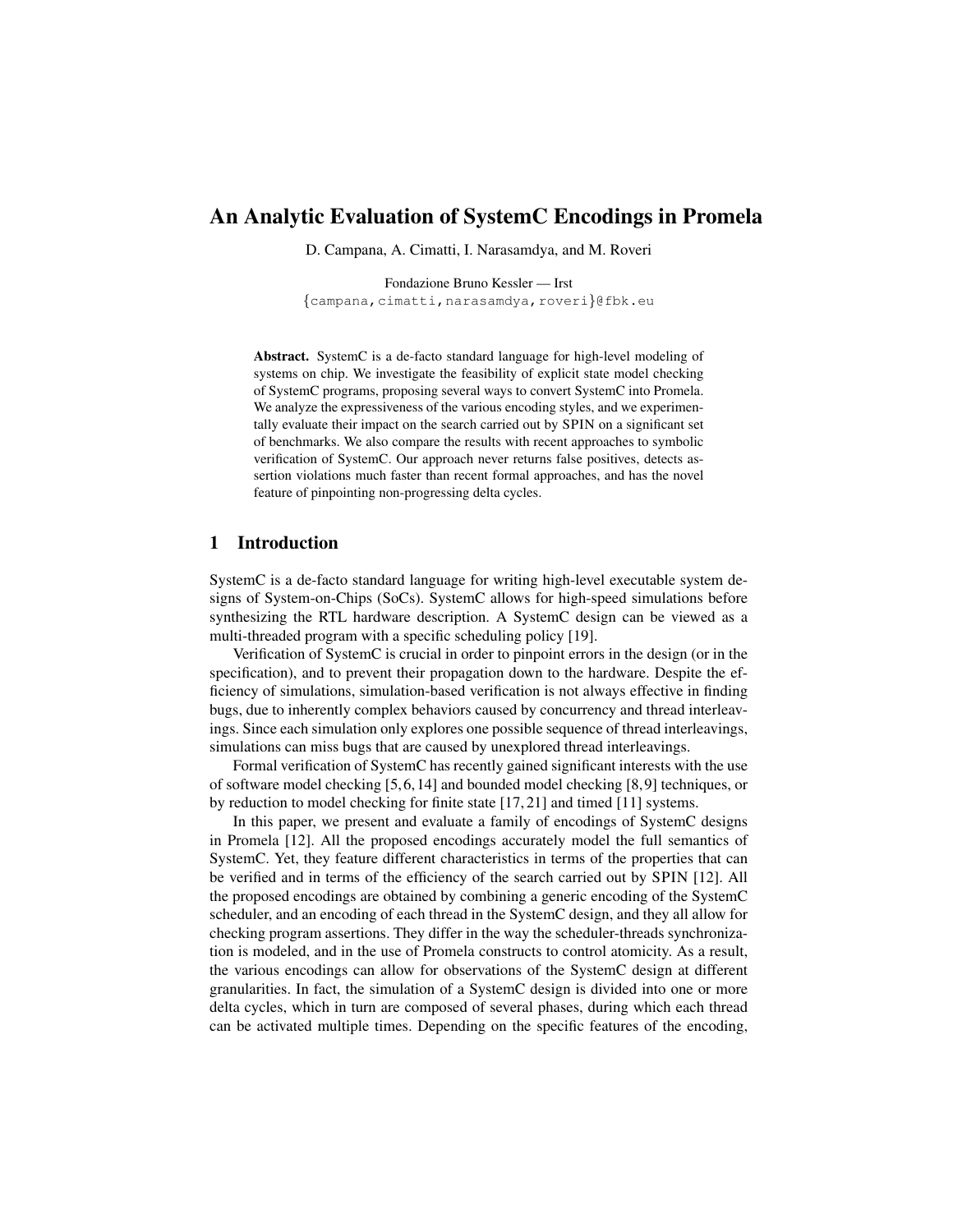# An Analytic Evaluation of SystemC Encodings in Promela

D. Campana, A. Cimatti, I. Narasamdya, and M. Roveri

Fondazione Bruno Kessler — Irst
{campana,cimatti,narasamdya,roveri}@fbk.eu

**Abstract.** SystemC is a de-facto standard language for high-level modeling of systems on chip. We investigate the feasibility of explicit state model checking of SystemC programs, proposing several ways to convert SystemC into Promela. We analyze the expressiveness of the various encoding styles, and we experimentally evaluate their impact on the search carried out by SPIN on a significant set of benchmarks. We also compare the results with recent approaches to symbolic verification of SystemC. Our approach never returns false positives, detects assertion violations much faster than recent formal approaches, and has the novel feature of pinpointing non-progressing delta cycles.

## 1 Introduction

SystemC is a de-facto standard language for writing high-level executable system designs of System-on-Chips (SoCs). SystemC allows for high-speed simulations before synthesizing the RTL hardware description. A SystemC design can be viewed as a multi-threaded program with a specific scheduling policy [19].

Verification of SystemC is crucial in order to pinpoint errors in the design (or in the specification), and to prevent their propagation down to the hardware. Despite the efficiency of simulations, simulation-based verification is not always effective in finding bugs, due to inherently complex behaviors caused by concurrency and thread interleavings. Since each simulation only explores one possible sequence of thread interleavings, simulations can miss bugs that are caused by unexplored thread interleavings.

Formal verification of SystemC has recently gained significant interests with the use of software model checking [5,6,14] and bounded model checking [8,9] techniques, or by reduction to model checking for finite state [17,21] and timed [11] systems.

In this paper, we present and evaluate a family of encodings of SystemC designs in Promela [12]. All the proposed encodings accurately model the full semantics of SystemC. Yet, they feature different characteristics in terms of the properties that can be verified and in terms of the efficiency of the search carried out by SPIN [12]. All the proposed encodings are obtained by combining a generic encoding of the SystemC scheduler, and an encoding of each thread in the SystemC design, and they all allow for checking program assertions. They differ in the way the scheduler-threads synchronization is modeled, and in the use of Promela constructs to control atomicity. As a result, the various encodings can allow for observations of the SystemC design at different granularities. In fact, the simulation of a SystemC design is divided into one or more delta cycles, which in turn are composed of several phases, during which each thread can be activated multiple times. Depending on the specific features of the encoding,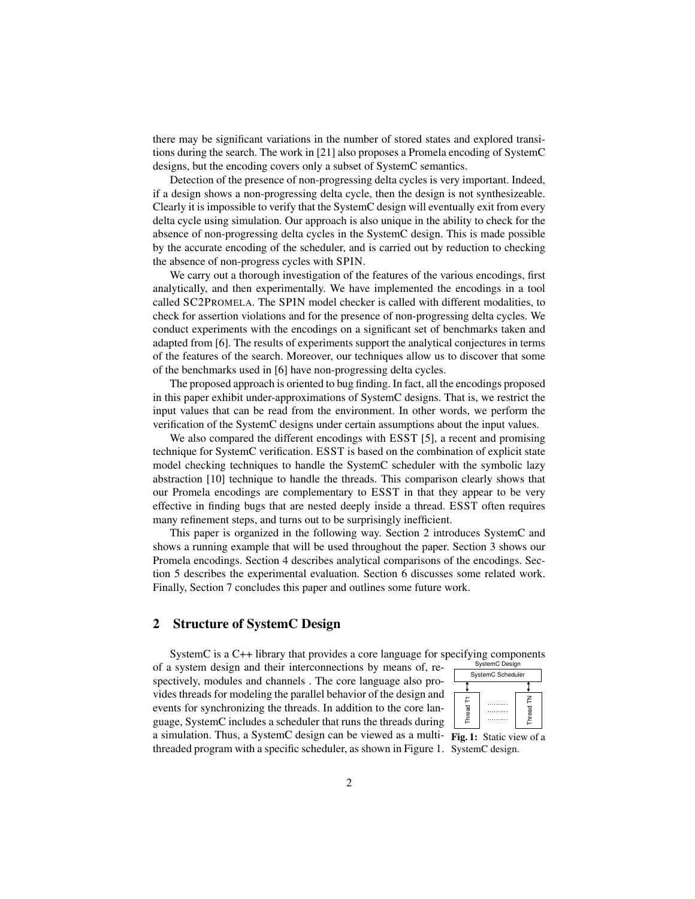there may be significant variations in the number of stored states and explored transitions during the search. The work in [21] also proposes a Promela encoding of SystemC designs, but the encoding covers only a subset of SystemC semantics.

Detection of the presence of non-progressing delta cycles is very important. Indeed, if a design shows a non-progressing delta cycle, then the design is not synthesizeable. Clearly it is impossible to verify that the SystemC design will eventually exit from every delta cycle using simulation. Our approach is also unique in the ability to check for the absence of non-progressing delta cycles in the SystemC design. This is made possible by the accurate encoding of the scheduler, and is carried out by reduction to checking the absence of non-progress cycles with SPIN.

We carry out a thorough investigation of the features of the various encodings, first analytically, and then experimentally. We have implemented the encodings in a tool called SC2PROMELA. The SPIN model checker is called with different modalities, to check for assertion violations and for the presence of non-progressing delta cycles. We conduct experiments with the encodings on a significant set of benchmarks taken and adapted from [6]. The results of experiments support the analytical conjectures in terms of the features of the search. Moreover, our techniques allow us to discover that some of the benchmarks used in [6] have non-progressing delta cycles.

The proposed approach is oriented to bug finding. In fact, all the encodings proposed in this paper exhibit under-approximations of SystemC designs. That is, we restrict the input values that can be read from the environment. In other words, we perform the verification of the SystemC designs under certain assumptions about the input values.

We also compared the different encodings with ESST [5], a recent and promising technique for SystemC verification. ESST is based on the combination of explicit state model checking techniques to handle the SystemC scheduler with the symbolic lazy abstraction [10] technique to handle the threads. This comparison clearly shows that our Promela encodings are complementary to ESST in that they appear to be very effective in finding bugs that are nested deeply inside a thread. ESST often requires many refinement steps, and turns out to be surprisingly inefficient.

This paper is organized in the following way. Section 2 introduces SystemC and shows a running example that will be used throughout the paper. Section 3 shows our Promela encodings. Section 4 describes analytical comparisons of the encodings. Section 5 describes the experimental evaluation. Section 6 discusses some related work. Finally, Section 7 concludes this paper and outlines some future work.

## 2 Structure of SystemC Design

SystemC is a C++ library that provides a core language for specifying components of a system design and their interconnections by means of, respectively, modules and channels . The core language also provides threads for modeling the parallel behavior of the design and events for synchronizing the threads. In addition to the core language, SystemC includes a scheduler that runs the threads during a simulation. Thus, a SystemC design can be viewed as a multi-threaded program with a specific scheduler, as shown in Figure 1.

SystemC Design

SystemC Scheduler

Thread T1 ........ Thread TN

**Fig. 1:** Static view of a SystemC design.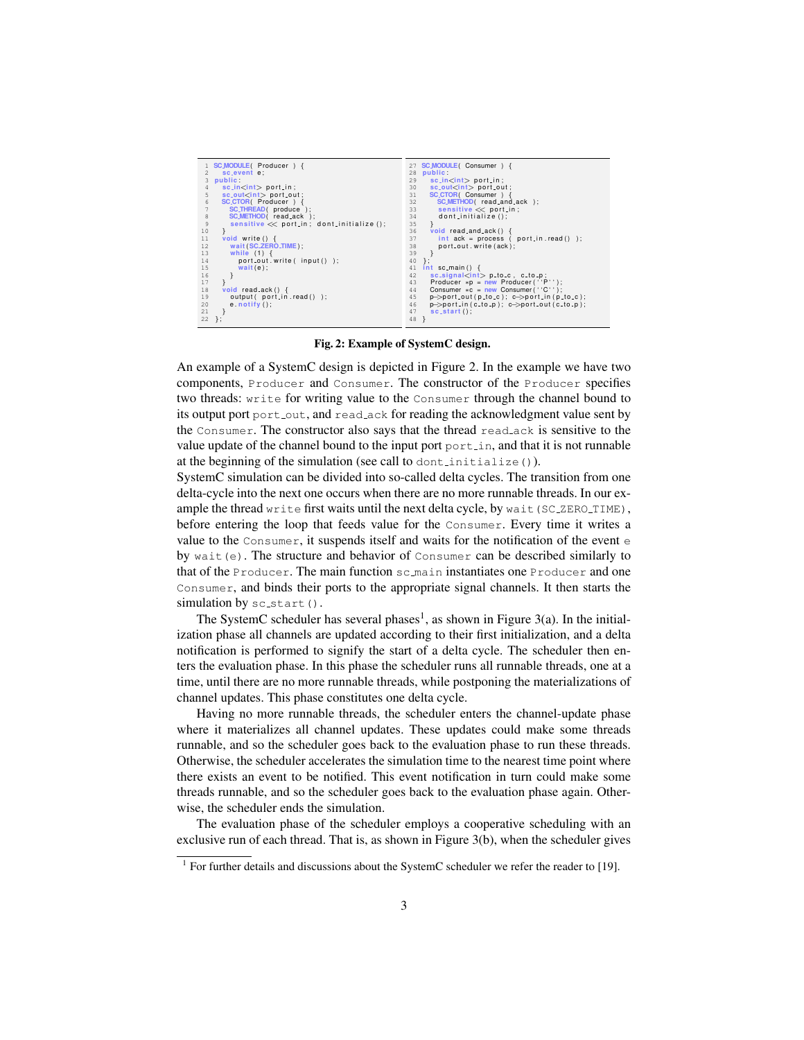```
1  SC_MODULE( Producer ) {
2    sc_event e;
3  public:
4    sc_in<int> port_in;
5    sc_out<int> port_out;
6    SC_CTOR( Producer ) {
7      SC_THREAD( produce );
8      SC_METHOD( read_ack );
9      sensitive << port_in; dont_initialize();
10   }
11   void write() {
12     wait(SC_ZERO_TIME);
13     while (1) {
14       port_out.write( input() );
15       wait(e);
16     }
17   }
18   void read_ack() {
19     output( port_in.read() );
20     e.notify();
21   }
22 };
```

```
27 SC_MODULE( Consumer ) {
28 public:
29   sc_in<int> port_in;
30   sc_out<int> port_out;
31   SC_CTOR( Consumer ) {
32     SC_METHOD( read_and_ack );
33     sensitive << port_in;
34     dont_initialize();
35   }
36   void read_and_ack() {
37     int ack = process ( port_in.read() );
38     port_out.write(ack);
39   }
40 };
41 int sc_main() {
42   sc_signal<int> p_to_c, c_to_p;
43   Producer *p = new Producer(''P'');
44   Consumer *c = new Consumer(''C'');
45   p->port_out(p_to_c); c->port_in(p_to_c);
46   p->port_in(c_to_p); c->port_out(c_to_p);
47   sc_start();
48 }
```

**Fig. 2: Example of SystemC design.**

An example of a SystemC design is depicted in Figure 2. In the example we have two components, `Producer` and `Consumer`. The constructor of the `Producer` specifies two threads: `write` for writing value to the `Consumer` through the channel bound to its output port `port_out`, and `read_ack` for reading the acknowledgment value sent by the `Consumer`. The constructor also says that the thread `read_ack` is sensitive to the value update of the channel bound to the input port `port_in`, and that it is not runnable at the beginning of the simulation (see call to `dont_initialize()`).

SystemC simulation can be divided into so-called delta cycles. The transition from one delta-cycle into the next one occurs when there are no more runnable threads. In our example the thread `write` first waits until the next delta cycle, by `wait(SC_ZERO_TIME)`, before entering the loop that feeds value for the `Consumer`. Every time it writes a value to the `Consumer`, it suspends itself and waits for the notification of the event `e` by `wait(e)`. The structure and behavior of `Consumer` can be described similarly to that of the `Producer`. The main function `sc_main` instantiates one `Producer` and one `Consumer`, and binds their ports to the appropriate signal channels. It then starts the simulation by `sc_start()`.

The SystemC scheduler has several phases[1], as shown in Figure 3(a). In the initialization phase all channels are updated according to their first initialization, and a delta notification is performed to signify the start of a delta cycle. The scheduler then enters the evaluation phase. In this phase the scheduler runs all runnable threads, one at a time, until there are no more runnable threads, while postponing the materializations of channel updates. This phase constitutes one delta cycle.

Having no more runnable threads, the scheduler enters the channel-update phase where it materializes all channel updates. These updates could make some threads runnable, and so the scheduler goes back to the evaluation phase to run these threads. Otherwise, the scheduler accelerates the simulation time to the nearest time point where there exists an event to be notified. This event notification in turn could make some threads runnable, and so the scheduler goes back to the evaluation phase again. Otherwise, the scheduler ends the simulation.

The evaluation phase of the scheduler employs a cooperative scheduling with an exclusive run of each thread. That is, as shown in Figure 3(b), when the scheduler gives

[1] For further details and discussions about the SystemC scheduler we refer the reader to [19].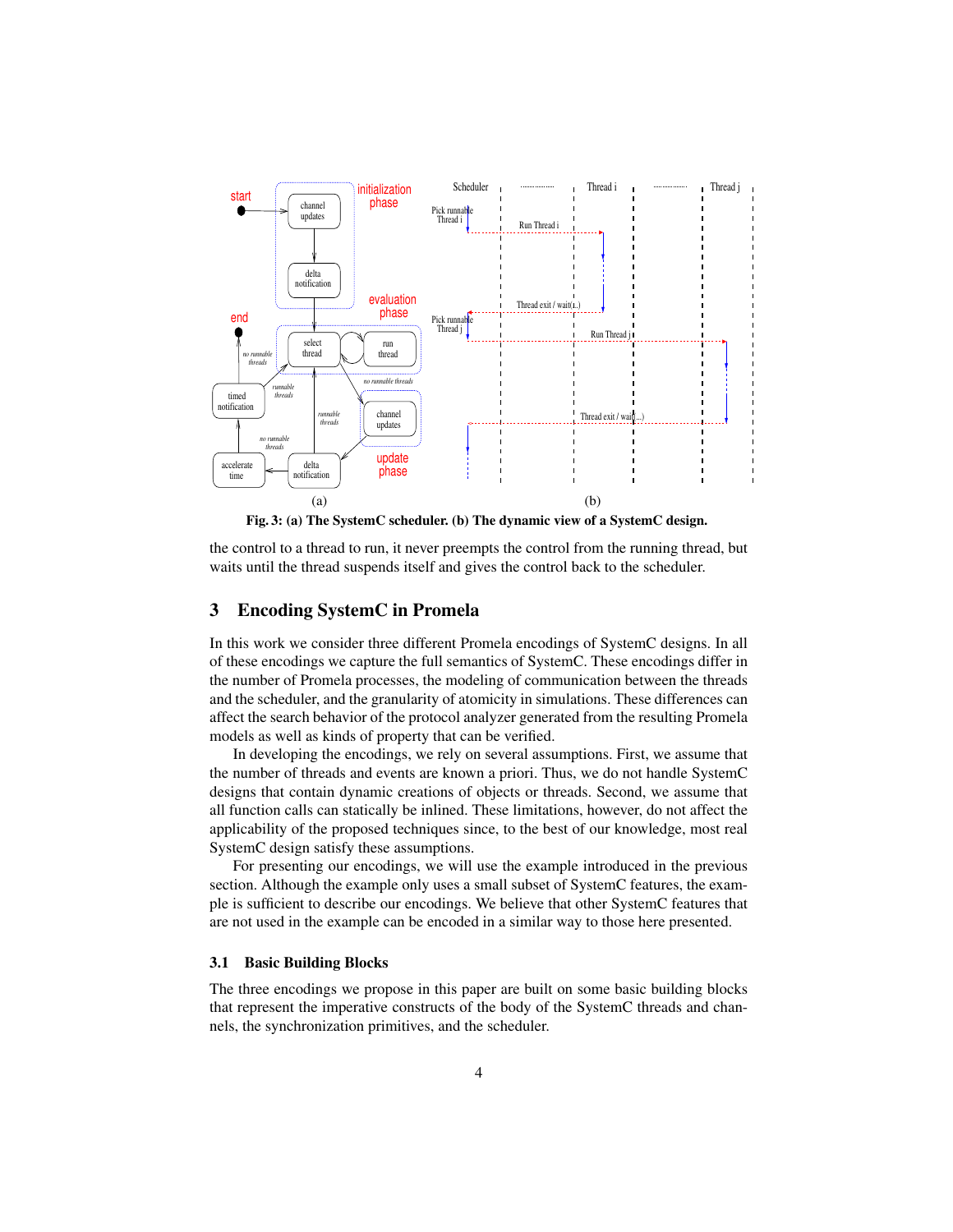start

channel updates

delta notification

initialization phase

evaluation phase

end

select thread

run thread

no runnable threads

runnable threads

timed notification

no runnable threads

channel updates

runnable threads

no runnable threads

accelerate time

delta notification

update phase

(a)

Scheduler

Thread i

Thread j

Pick runnable Thread i

Run Thread i

Thread exit / wait(...)

Pick runnable Thread j

Run Thread j

Thread exit / wait(...)

(b)

**Fig. 3: (a) The SystemC scheduler. (b) The dynamic view of a SystemC design.**

the control to a thread to run, it never preempts the control from the running thread, but waits until the thread suspends itself and gives the control back to the scheduler.

## 3 Encoding SystemC in Promela

In this work we consider three different Promela encodings of SystemC designs. In all of these encodings we capture the full semantics of SystemC. These encodings differ in the number of Promela processes, the modeling of communication between the threads and the scheduler, and the granularity of atomicity in simulations. These differences can affect the search behavior of the protocol analyzer generated from the resulting Promela models as well as kinds of property that can be verified.

In developing the encodings, we rely on several assumptions. First, we assume that the number of threads and events are known a priori. Thus, we do not handle SystemC designs that contain dynamic creations of objects or threads. Second, we assume that all function calls can statically be inlined. These limitations, however, do not affect the applicability of the proposed techniques since, to the best of our knowledge, most real SystemC design satisfy these assumptions.

For presenting our encodings, we will use the example introduced in the previous section. Although the example only uses a small subset of SystemC features, the example is sufficient to describe our encodings. We believe that other SystemC features that are not used in the example can be encoded in a similar way to those here presented.

### 3.1 Basic Building Blocks

The three encodings we propose in this paper are built on some basic building blocks that represent the imperative constructs of the body of the SystemC threads and channels, the synchronization primitives, and the scheduler.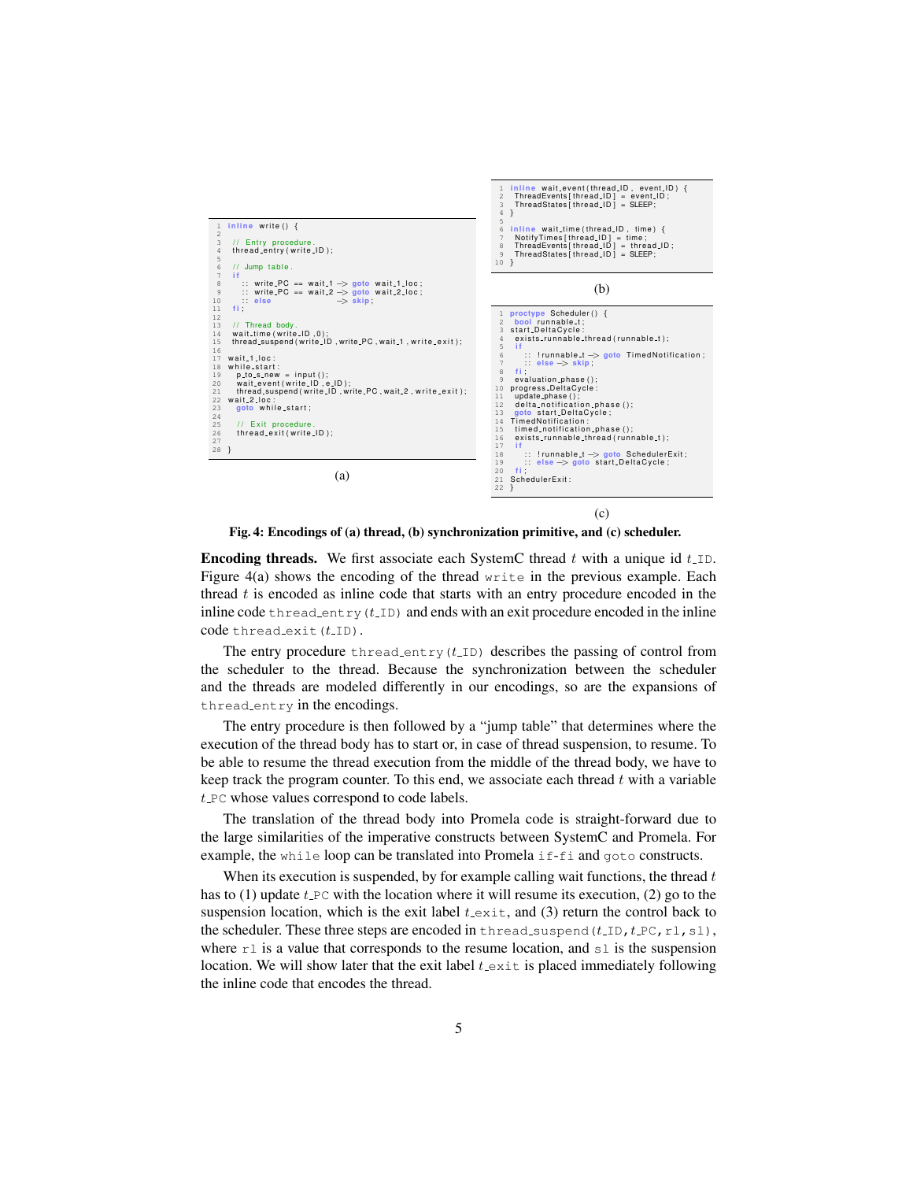```
1  inline write() {
2
3    // Entry procedure.
4    thread_entry(write_ID);
5
6    // Jump table.
7    if
8      :: write_PC == wait_1 -> goto wait_1_loc;
9      :: write_PC == wait_2 -> goto wait_2_loc;
10     :: else               -> skip;
11   fi;
12
13   // Thread body.
14   wait_time(write_ID,0);
15   thread_suspend(write_ID,write_PC,wait_1,write_exit);
16
17 wait_1_loc:
18 while_start:
19     p_to_s_new = input();
20     wait_event(write_ID,e_ID);
21     thread_suspend(write_ID,write_PC,wait_2,write_exit);
22 wait_2_loc:
23     goto while_start;
24
25     // Exit procedure.
26     thread_exit(write_ID);
27
28 }
```

(a)

```
1  inline wait_event(thread_ID, event_ID) {
2    ThreadEvents[thread_ID] = event_ID;
3    ThreadStates[thread_ID] = SLEEP;
4  }
5
6  inline wait_time(thread_ID, time) {
7    NotifyTimes[thread_ID] = time;
8    ThreadEvents[thread_ID] = thread_ID;
9    ThreadStates[thread_ID] = SLEEP;
10 }
```

(b)

```
1  proctype Scheduler() {
2    bool runnable_t;
3  start_DeltaCycle:
4    exists_runnable_thread(runnable_t);
5    if
6      :: !runnable_t -> goto TimedNotification;
7      :: else -> skip;
8    fi;
9    evaluation_phase();
10 progress_DeltaCycle:
11   update_phase();
12   delta_notification_phase();
13   goto start_DeltaCycle;
14 TimedNotification:
15   timed_notification_phase();
16   exists_runnable_thread(runnable_t);
17   if
18     :: !runnable_t -> goto SchedulerExit;
19     :: else -> goto start_DeltaCycle;
20   fi;
21 SchedulerExit:
22 }
```

(c)

**Fig. 4: Encodings of (a) thread, (b) synchronization primitive, and (c) scheduler.**

**Encoding threads.** We first associate each SystemC thread $t$ with a unique id $t$_ID. Figure 4(a) shows the encoding of the thread `write` in the previous example. Each thread $t$ is encoded as inline code that starts with an entry procedure encoded in the inline code `thread_entry(`$t$`_ID)` and ends with an exit procedure encoded in the inline code `thread_exit(`$t$`_ID)`.

The entry procedure `thread_entry(`$t$`_ID)` describes the passing of control from the scheduler to the thread. Because the synchronization between the scheduler and the threads are modeled differently in our encodings, so are the expansions of `thread_entry` in the encodings.

The entry procedure is then followed by a "jump table" that determines where the execution of the thread body has to start or, in case of thread suspension, to resume. To be able to resume the thread execution from the middle of the thread body, we have to keep track the program counter. To this end, we associate each thread $t$ with a variable $t$_PC whose values correspond to code labels.

The translation of the thread body into Promela code is straight-forward due to the large similarities of the imperative constructs between SystemC and Promela. For example, the `while` loop can be translated into Promela `if-fi` and `goto` constructs.

When its execution is suspended, by for example calling wait functions, the thread $t$ has to (1) update $t$_PC with the location where it will resume its execution, (2) go to the suspension location, which is the exit label $t$_exit, and (3) return the control back to the scheduler. These three steps are encoded in `thread_suspend(`$t$`_ID,`$t$`_PC,rl,sl)`, where `rl` is a value that corresponds to the resume location, and `sl` is the suspension location. We will show later that the exit label $t$_exit is placed immediately following the inline code that encodes the thread.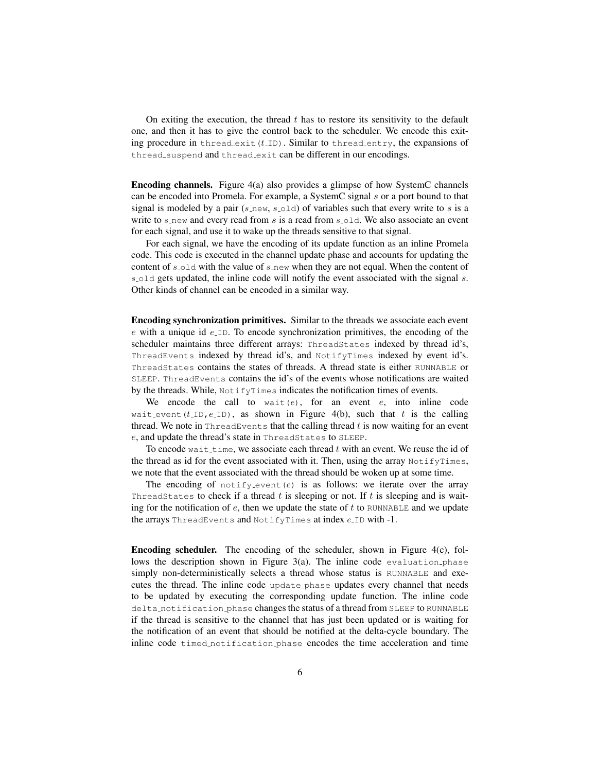On exiting the execution, the thread $t$ has to restore its sensitivity to the default one, and then it has to give the control back to the scheduler. We encode this exiting procedure in `thread_exit(`$t$`_ID)`. Similar to `thread_entry`, the expansions of `thread_suspend` and `thread_exit` can be different in our encodings.

**Encoding channels.** Figure 4(a) also provides a glimpse of how SystemC channels can be encoded into Promela. For example, a SystemC signal $s$ or a port bound to that signal is modeled by a pair ($s$`_new`, $s$`_old`) of variables such that every write to $s$ is a write to $s$`_new` and every read from $s$ is a read from $s$`_old`. We also associate an event for each signal, and use it to wake up the threads sensitive to that signal.

For each signal, we have the encoding of its update function as an inline Promela code. This code is executed in the channel update phase and accounts for updating the content of $s$`_old` with the value of $s$`_new` when they are not equal. When the content of $s$`_old` gets updated, the inline code will notify the event associated with the signal $s$. Other kinds of channel can be encoded in a similar way.

**Encoding synchronization primitives.** Similar to the threads we associate each event $e$ with a unique id $e$`_ID`. To encode synchronization primitives, the encoding of the scheduler maintains three different arrays: `ThreadStates` indexed by thread id's, `ThreadEvents` indexed by thread id's, and `NotifyTimes` indexed by event id's. `ThreadStates` contains the states of threads. A thread state is either `RUNNABLE` or `SLEEP`. `ThreadEvents` contains the id's of the events whose notifications are waited by the threads. While, `NotifyTimes` indicates the notification times of events.

We encode the call to `wait(`$e$`)`, for an event $e$, into inline code `wait_event(`$t$`_ID,`$e$`_ID)`, as shown in Figure 4(b), such that $t$ is the calling thread. We note in `ThreadEvents` that the calling thread $t$ is now waiting for an event $e$, and update the thread's state in `ThreadStates` to `SLEEP`.

To encode `wait_time`, we associate each thread $t$ with an event. We reuse the id of the thread as id for the event associated with it. Then, using the array `NotifyTimes`, we note that the event associated with the thread should be woken up at some time.

The encoding of `notify_event(`$e$`)` is as follows: we iterate over the array `ThreadStates` to check if a thread $t$ is sleeping or not. If $t$ is sleeping and is waiting for the notification of $e$, then we update the state of $t$ to `RUNNABLE` and we update the arrays `ThreadEvents` and `NotifyTimes` at index $e$`_ID` with -1.

**Encoding scheduler.** The encoding of the scheduler, shown in Figure 4(c), follows the description shown in Figure 3(a). The inline code `evaluation_phase` simply non-deterministically selects a thread whose status is `RUNNABLE` and executes the thread. The inline code `update_phase` updates every channel that needs to be updated by executing the corresponding update function. The inline code `delta_notification_phase` changes the status of a thread from `SLEEP` to `RUNNABLE` if the thread is sensitive to the channel that has just been updated or is waiting for the notification of an event that should be notified at the delta-cycle boundary. The inline code `timed_notification_phase` encodes the time acceleration and time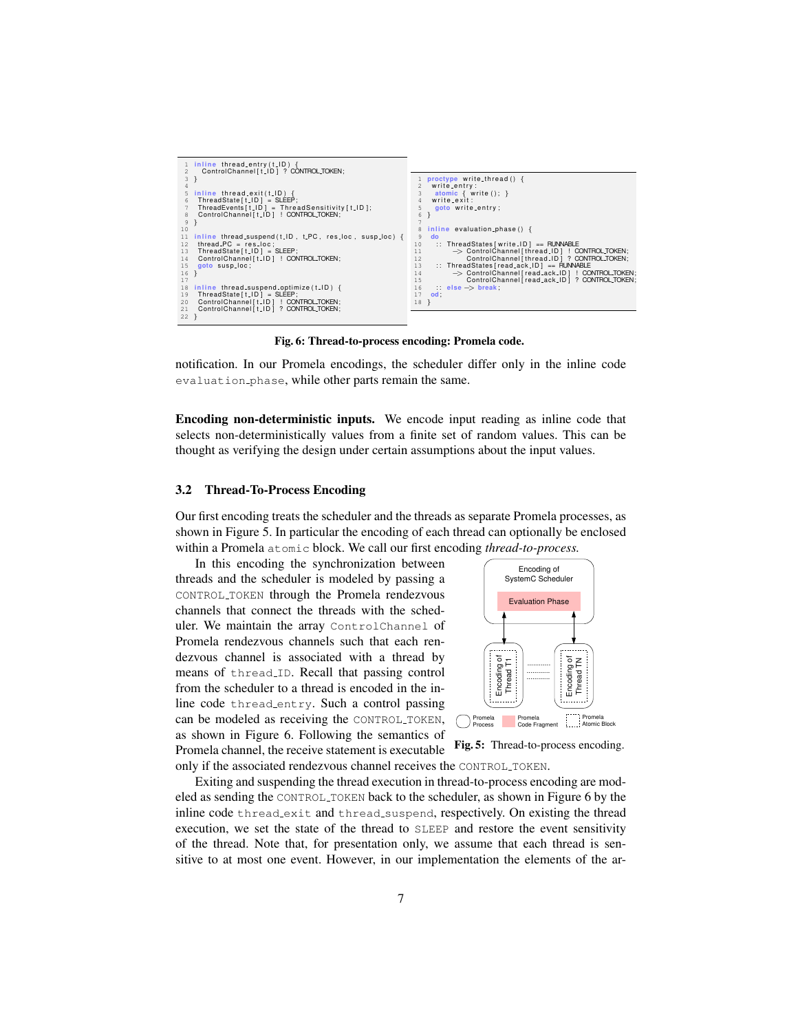```
1  inline thread_entry(t_ID) {
2    ControlChannel[t_ID] ? CONTROL_TOKEN;
3  }
4
5  inline thread_exit(t_ID) {
6   ThreadState[t_ID] = SLEEP;
7   ThreadEvents[t_ID] = ThreadSensitivity[t_ID];
8   ControlChannel[t_ID] ! CONTROL_TOKEN;
9  }
10
11 inline thread_suspend(t_ID, t_PC, res_loc, susp_loc) {
12  thread_PC = res_loc;
13  ThreadState[t_ID] = SLEEP;
14  ControlChannel[t_ID] ! CONTROL_TOKEN;
15  goto susp_loc;
16 }
17
18 inline thread_suspend_optimize(t_ID) {
19  ThreadState[t_ID] = SLEEP;
20  ControlChannel[t_ID] ! CONTROL_TOKEN;
21  ControlChannel[t_ID] ? CONTROL_TOKEN;
22 }
```

```
1  proctype write_thread() {
2   write_entry:
3    atomic { write(); }
4   write_exit:
5    goto write_entry;
6  }
7
8  inline evaluation_phase() {
9   do
10   :: ThreadStates[write_ID] == RUNNABLE
11       -> ControlChannel[thread_ID] ! CONTROL_TOKEN;
12          ControlChannel[thread_ID] ? CONTROL_TOKEN;
13   :: ThreadStates[read_ack_ID] == RUNNABLE
14       -> ControlChannel[read_ack_ID] ! CONTROL_TOKEN;
15          ControlChannel[read_ack_ID] ? CONTROL_TOKEN;
16   :: else -> break;
17  od;
18 }
```

**Fig. 6: Thread-to-process encoding: Promela code.**

notification. In our Promela encodings, the scheduler differ only in the inline code `evaluation_phase`, while other parts remain the same.

**Encoding non-deterministic inputs.** We encode input reading as inline code that selects non-deterministically values from a finite set of random values. This can be thought as verifying the design under certain assumptions about the input values.

### 3.2 Thread-To-Process Encoding

Our first encoding treats the scheduler and the threads as separate Promela processes, as shown in Figure 5. In particular the encoding of each thread can optionally be enclosed within a Promela `atomic` block. We call our first encoding *thread-to-process.*

In this encoding the synchronization between threads and the scheduler is modeled by passing a `CONTROL_TOKEN` through the Promela rendezvous channels that connect the threads with the scheduler. We maintain the array `ControlChannel` of Promela rendezvous channels such that each rendezvous channel is associated with a thread by means of `thread_ID`. Recall that passing control from the scheduler to a thread is encoded in the inline code `thread_entry`. Such a control passing can be modeled as receiving the `CONTROL_TOKEN`, as shown in Figure 6. Following the semantics of Promela channel, the receive statement is executable only if the associated rendezvous channel receives the `CONTROL_TOKEN`.

Encoding of SystemC Scheduler; Evaluation Phase; Encoding of Thread T1; Encoding of Thread TN; Promela Process; Promela Code Fragment; Promela Atomic Block

**Fig. 5:** Thread-to-process encoding.

Exiting and suspending the thread execution in thread-to-process encoding are modeled as sending the `CONTROL_TOKEN` back to the scheduler, as shown in Figure 6 by the inline code `thread_exit` and `thread_suspend`, respectively. On existing the thread execution, we set the state of the thread to `SLEEP` and restore the event sensitivity of the thread. Note that, for presentation only, we assume that each thread is sensitive to at most one event. However, in our implementation the elements of the ar-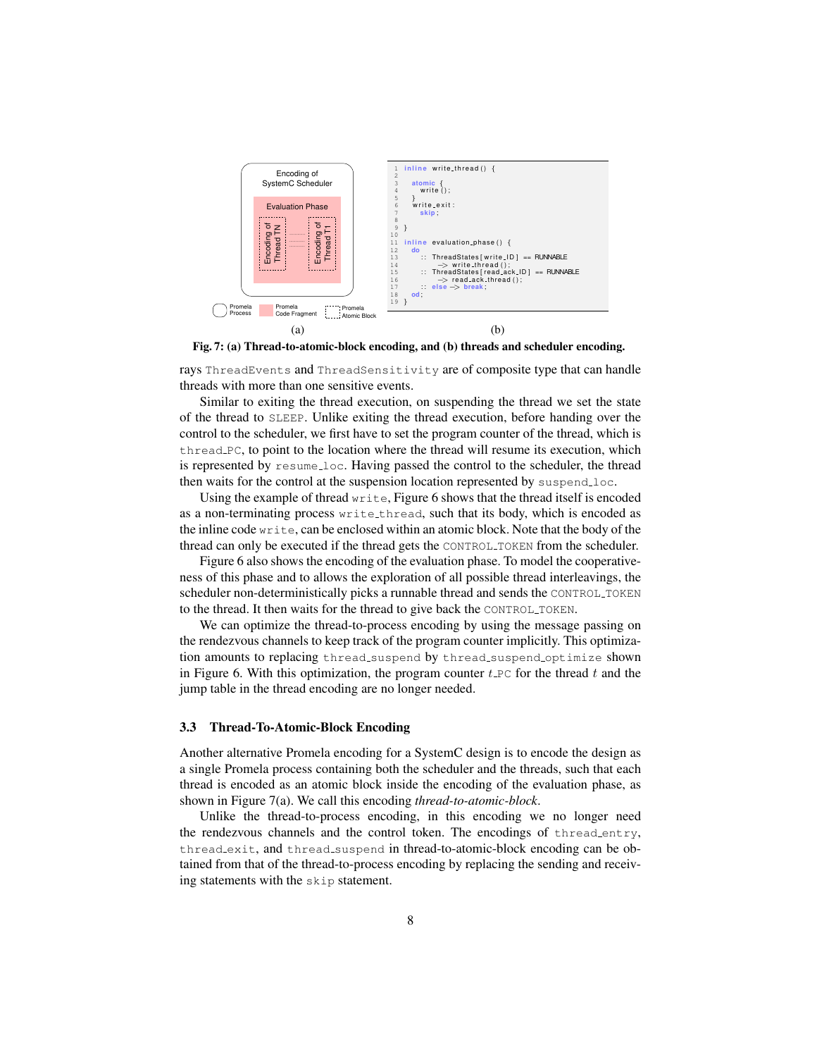Encoding of SystemC Scheduler

Evaluation Phase

Encoding of Thread TN ........ Encoding of Thread T1

Promela Process | Promela Code Fragment | Promela Atomic Block

(a)

```
1  inline write_thread() {
2
3    atomic {
4      write();
5    }
6    write_exit:
7      skip;
8
9  }
10
11 inline evaluation_phase() {
12   do
13     :: ThreadStates[write_ID] == RUNNABLE
14        -> write_thread();
15     :: ThreadStates[read_ack_ID] == RUNNABLE
16        -> read_ack_thread();
17     :: else -> break;
18   od;
19 }
```

(b)

**Fig. 7: (a) Thread-to-atomic-block encoding, and (b) threads and scheduler encoding.**

rays `ThreadEvents` and `ThreadSensitivity` are of composite type that can handle threads with more than one sensitive events.

Similar to exiting the thread execution, on suspending the thread we set the state of the thread to `SLEEP`. Unlike exiting the thread execution, before handing over the control to the scheduler, we first have to set the program counter of the thread, which is `thread_PC`, to point to the location where the thread will resume its execution, which is represented by `resume_loc`. Having passed the control to the scheduler, the thread then waits for the control at the suspension location represented by `suspend_loc`.

Using the example of thread `write`, Figure 6 shows that the thread itself is encoded as a non-terminating process `write_thread`, such that its body, which is encoded as the inline code `write`, can be enclosed within an atomic block. Note that the body of the thread can only be executed if the thread gets the `CONTROL_TOKEN` from the scheduler.

Figure 6 also shows the encoding of the evaluation phase. To model the cooperativeness of this phase and to allows the exploration of all possible thread interleavings, the scheduler non-deterministically picks a runnable thread and sends the `CONTROL_TOKEN` to the thread. It then waits for the thread to give back the `CONTROL_TOKEN`.

We can optimize the thread-to-process encoding by using the message passing on the rendezvous channels to keep track of the program counter implicitly. This optimization amounts to replacing `thread_suspend` by `thread_suspend_optimize` shown in Figure 6. With this optimization, the program counter $t$`_PC` for the thread $t$ and the jump table in the thread encoding are no longer needed.

### 3.3 Thread-To-Atomic-Block Encoding

Another alternative Promela encoding for a SystemC design is to encode the design as a single Promela process containing both the scheduler and the threads, such that each thread is encoded as an atomic block inside the encoding of the evaluation phase, as shown in Figure 7(a). We call this encoding *thread-to-atomic-block*.

Unlike the thread-to-process encoding, in this encoding we no longer need the rendezvous channels and the control token. The encodings of `thread_entry`, `thread_exit`, and `thread_suspend` in thread-to-atomic-block encoding can be obtained from that of the thread-to-process encoding by replacing the sending and receiving statements with the `skip` statement.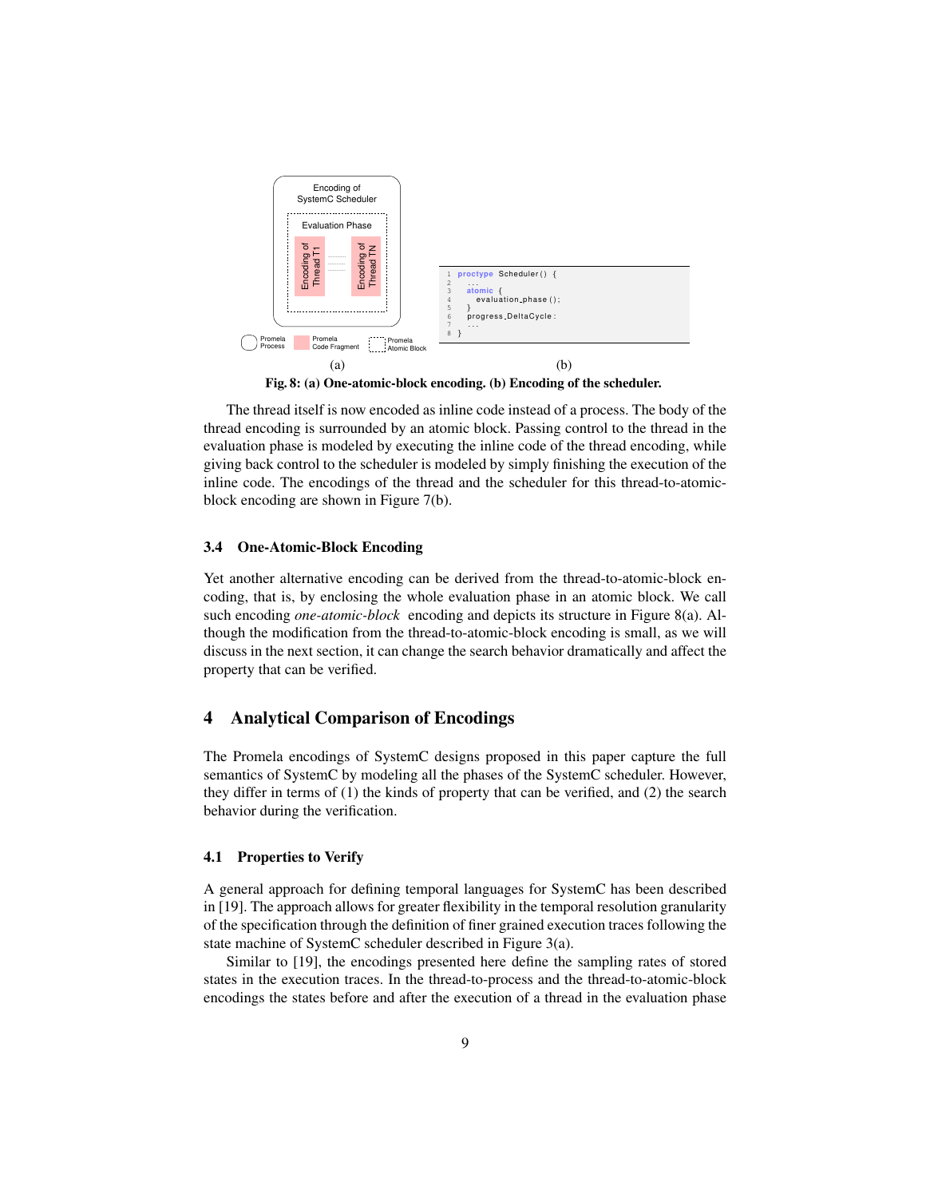Encoding of SystemC Scheduler

Evaluation Phase

Encoding of Thread T1 ........ Encoding of Thread TN

Promela Process | Promela Code Fragment | Promela Atomic Block

(a)

```
1 proctype Scheduler() {
2   ...
3   atomic {
4     evaluation_phase();
5   }
6   progress_DeltaCycle:
7   ...
8 }
```

(b)

**Fig. 8: (a) One-atomic-block encoding. (b) Encoding of the scheduler.**

The thread itself is now encoded as inline code instead of a process. The body of the thread encoding is surrounded by an atomic block. Passing control to the thread in the evaluation phase is modeled by executing the inline code of the thread encoding, while giving back control to the scheduler is modeled by simply finishing the execution of the inline code. The encodings of the thread and the scheduler for this thread-to-atomic-block encoding are shown in Figure 7(b).

### 3.4 One-Atomic-Block Encoding

Yet another alternative encoding can be derived from the thread-to-atomic-block encoding, that is, by enclosing the whole evaluation phase in an atomic block. We call such encoding *one-atomic-block* encoding and depicts its structure in Figure 8(a). Although the modification from the thread-to-atomic-block encoding is small, as we will discuss in the next section, it can change the search behavior dramatically and affect the property that can be verified.

## 4 Analytical Comparison of Encodings

The Promela encodings of SystemC designs proposed in this paper capture the full semantics of SystemC by modeling all the phases of the SystemC scheduler. However, they differ in terms of (1) the kinds of property that can be verified, and (2) the search behavior during the verification.

### 4.1 Properties to Verify

A general approach for defining temporal languages for SystemC has been described in [19]. The approach allows for greater flexibility in the temporal resolution granularity of the specification through the definition of finer grained execution traces following the state machine of SystemC scheduler described in Figure 3(a).

Similar to [19], the encodings presented here define the sampling rates of stored states in the execution traces. In the thread-to-process and the thread-to-atomic-block encodings the states before and after the execution of a thread in the evaluation phase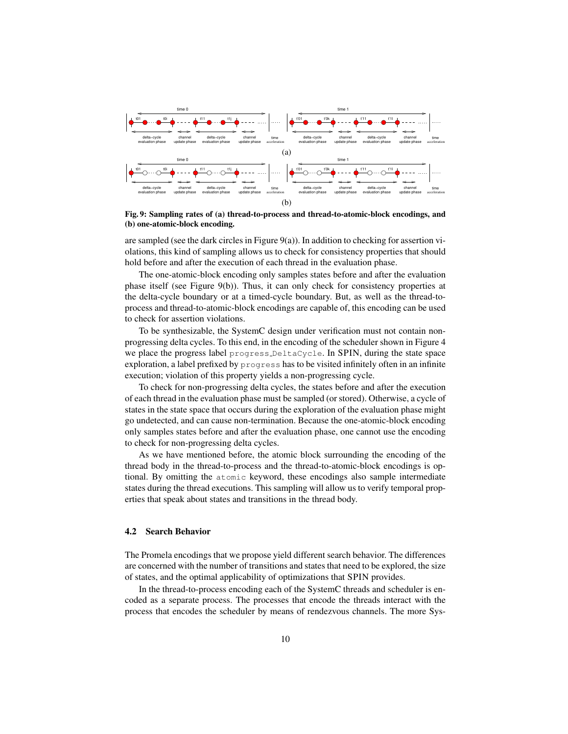time 0
t01 t0i t11 t1j
delta–cycle evaluation phase
channel update phase
delta–cycle evaluation phase
channel update phase
time acceleration
time 1
t'01 t'0k t'11 t'1l
delta–cycle evaluation phase
channel update phase
delta–cycle evaluation phase
channel update phase
time acceleration

(a)

time 0
t01 t0i t11 t1j
delta–cycle evaluation phase
channel update phase
delta–cycle evaluation phase
channel update phase
time acceleration
time 1
t'01 t'0k t'11 t'1l
delta–cycle evaluation phase
channel update phase
delta–cycle evaluation phase
channel update phase
time acceleration

(b)

**Fig. 9: Sampling rates of (a) thread-to-process and thread-to-atomic-block encodings, and (b) one-atomic-block encoding.**

are sampled (see the dark circles in Figure 9(a)). In addition to checking for assertion violations, this kind of sampling allows us to check for consistency properties that should hold before and after the execution of each thread in the evaluation phase.

The one-atomic-block encoding only samples states before and after the evaluation phase itself (see Figure 9(b)). Thus, it can only check for consistency properties at the delta-cycle boundary or at a timed-cycle boundary. But, as well as the thread-to-process and thread-to-atomic-block encodings are capable of, this encoding can be used to check for assertion violations.

To be synthesizable, the SystemC design under verification must not contain non-progressing delta cycles. To this end, in the encoding of the scheduler shown in Figure 4 we place the progress label `progress_DeltaCycle`. In SPIN, during the state space exploration, a label prefixed by `progress` has to be visited infinitely often in an infinite execution; violation of this property yields a non-progressing cycle.

To check for non-progressing delta cycles, the states before and after the execution of each thread in the evaluation phase must be sampled (or stored). Otherwise, a cycle of states in the state space that occurs during the exploration of the evaluation phase might go undetected, and can cause non-termination. Because the one-atomic-block encoding only samples states before and after the evaluation phase, one cannot use the encoding to check for non-progressing delta cycles.

As we have mentioned before, the atomic block surrounding the encoding of the thread body in the thread-to-process and the thread-to-atomic-block encodings is optional. By omitting the `atomic` keyword, these encodings also sample intermediate states during the thread executions. This sampling will allow us to verify temporal properties that speak about states and transitions in the thread body.

### 4.2 Search Behavior

The Promela encodings that we propose yield different search behavior. The differences are concerned with the number of transitions and states that need to be explored, the size of states, and the optimal applicability of optimizations that SPIN provides.

In the thread-to-process encoding each of the SystemC threads and scheduler is encoded as a separate process. The processes that encode the threads interact with the process that encodes the scheduler by means of rendezvous channels. The more Sys-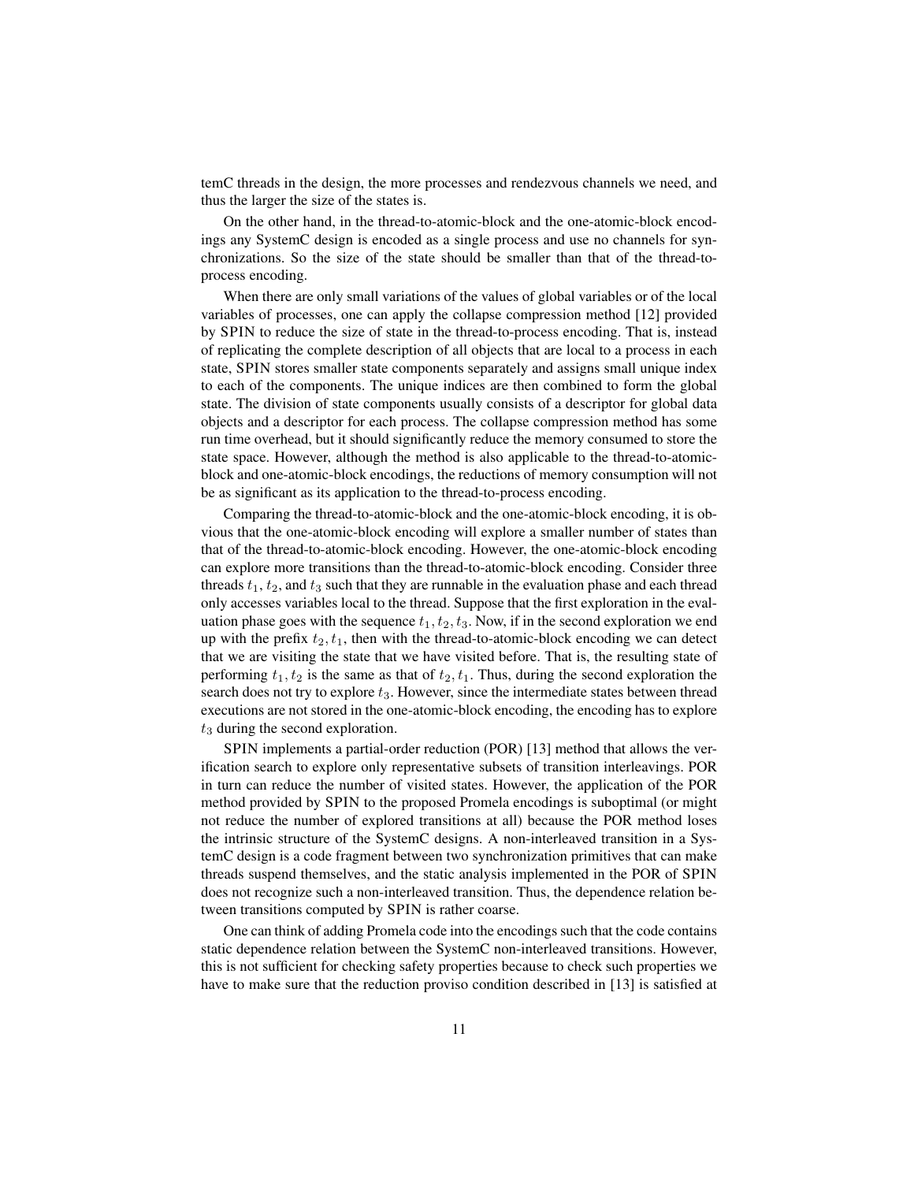temC threads in the design, the more processes and rendezvous channels we need, and thus the larger the size of the states is.

On the other hand, in the thread-to-atomic-block and the one-atomic-block encodings any SystemC design is encoded as a single process and use no channels for synchronizations. So the size of the state should be smaller than that of the thread-to-process encoding.

When there are only small variations of the values of global variables or of the local variables of processes, one can apply the collapse compression method [12] provided by SPIN to reduce the size of state in the thread-to-process encoding. That is, instead of replicating the complete description of all objects that are local to a process in each state, SPIN stores smaller state components separately and assigns small unique index to each of the components. The unique indices are then combined to form the global state. The division of state components usually consists of a descriptor for global data objects and a descriptor for each process. The collapse compression method has some run time overhead, but it should significantly reduce the memory consumed to store the state space. However, although the method is also applicable to the thread-to-atomic-block and one-atomic-block encodings, the reductions of memory consumption will not be as significant as its application to the thread-to-process encoding.

Comparing the thread-to-atomic-block and the one-atomic-block encoding, it is obvious that the one-atomic-block encoding will explore a smaller number of states than that of the thread-to-atomic-block encoding. However, the one-atomic-block encoding can explore more transitions than the thread-to-atomic-block encoding. Consider three threads $t_1$, $t_2$, and $t_3$ such that they are runnable in the evaluation phase and each thread only accesses variables local to the thread. Suppose that the first exploration in the evaluation phase goes with the sequence $t_1, t_2, t_3$. Now, if in the second exploration we end up with the prefix $t_2, t_1$, then with the thread-to-atomic-block encoding we can detect that we are visiting the state that we have visited before. That is, the resulting state of performing $t_1, t_2$ is the same as that of $t_2, t_1$. Thus, during the second exploration the search does not try to explore $t_3$. However, since the intermediate states between thread executions are not stored in the one-atomic-block encoding, the encoding has to explore $t_3$ during the second exploration.

SPIN implements a partial-order reduction (POR) [13] method that allows the verification search to explore only representative subsets of transition interleavings. POR in turn can reduce the number of visited states. However, the application of the POR method provided by SPIN to the proposed Promela encodings is suboptimal (or might not reduce the number of explored transitions at all) because the POR method loses the intrinsic structure of the SystemC designs. A non-interleaved transition in a SystemC design is a code fragment between two synchronization primitives that can make threads suspend themselves, and the static analysis implemented in the POR of SPIN does not recognize such a non-interleaved transition. Thus, the dependence relation between transitions computed by SPIN is rather coarse.

One can think of adding Promela code into the encodings such that the code contains static dependence relation between the SystemC non-interleaved transitions. However, this is not sufficient for checking safety properties because to check such properties we have to make sure that the reduction proviso condition described in [13] is satisfied at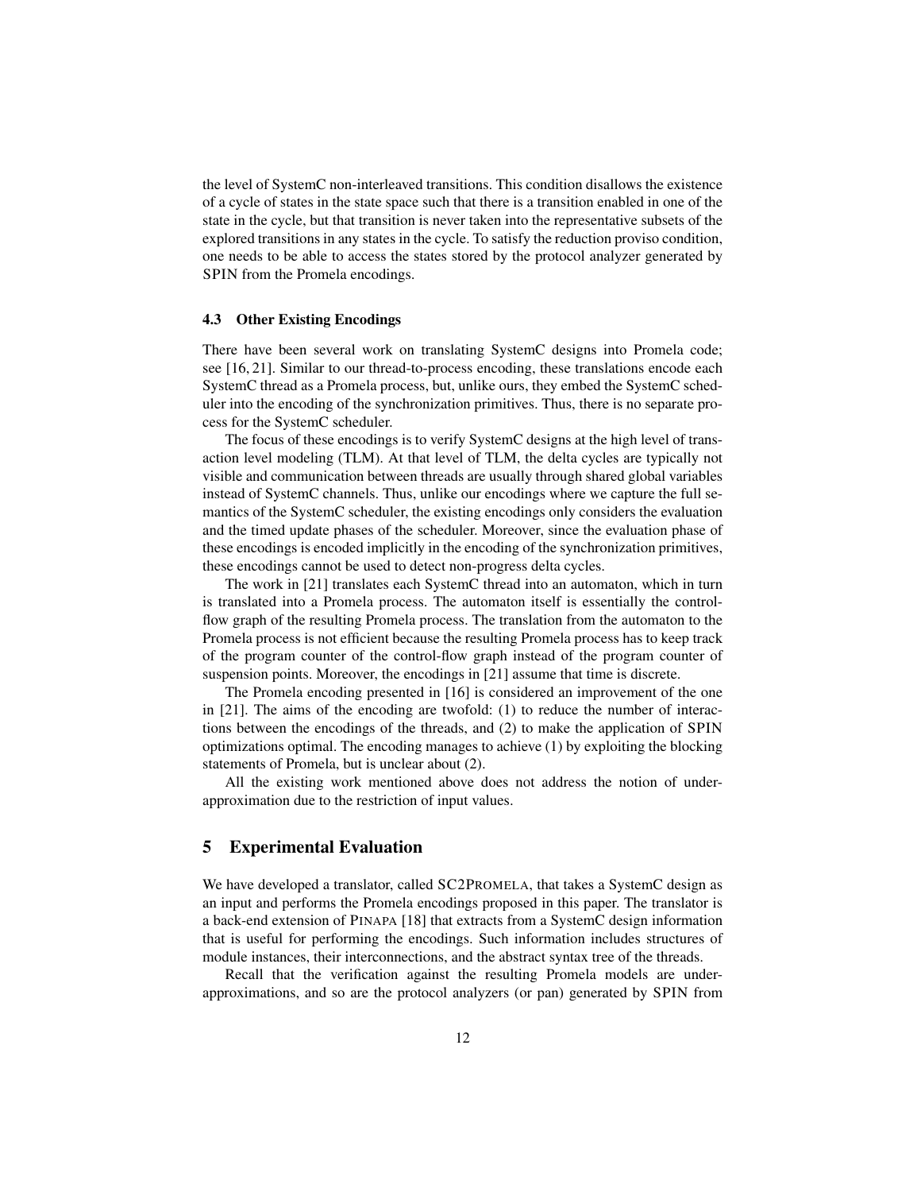the level of SystemC non-interleaved transitions. This condition disallows the existence of a cycle of states in the state space such that there is a transition enabled in one of the state in the cycle, but that transition is never taken into the representative subsets of the explored transitions in any states in the cycle. To satisfy the reduction proviso condition, one needs to be able to access the states stored by the protocol analyzer generated by SPIN from the Promela encodings.

### 4.3 Other Existing Encodings

There have been several work on translating SystemC designs into Promela code; see [16, 21]. Similar to our thread-to-process encoding, these translations encode each SystemC thread as a Promela process, but, unlike ours, they embed the SystemC scheduler into the encoding of the synchronization primitives. Thus, there is no separate process for the SystemC scheduler.

The focus of these encodings is to verify SystemC designs at the high level of transaction level modeling (TLM). At that level of TLM, the delta cycles are typically not visible and communication between threads are usually through shared global variables instead of SystemC channels. Thus, unlike our encodings where we capture the full semantics of the SystemC scheduler, the existing encodings only considers the evaluation and the timed update phases of the scheduler. Moreover, since the evaluation phase of these encodings is encoded implicitly in the encoding of the synchronization primitives, these encodings cannot be used to detect non-progress delta cycles.

The work in [21] translates each SystemC thread into an automaton, which in turn is translated into a Promela process. The automaton itself is essentially the control-flow graph of the resulting Promela process. The translation from the automaton to the Promela process is not efficient because the resulting Promela process has to keep track of the program counter of the control-flow graph instead of the program counter of suspension points. Moreover, the encodings in [21] assume that time is discrete.

The Promela encoding presented in [16] is considered an improvement of the one in [21]. The aims of the encoding are twofold: (1) to reduce the number of interactions between the encodings of the threads, and (2) to make the application of SPIN optimizations optimal. The encoding manages to achieve (1) by exploiting the blocking statements of Promela, but is unclear about (2).

All the existing work mentioned above does not address the notion of under-approximation due to the restriction of input values.

## 5 Experimental Evaluation

We have developed a translator, called SC2PROMELA, that takes a SystemC design as an input and performs the Promela encodings proposed in this paper. The translator is a back-end extension of PINAPA [18] that extracts from a SystemC design information that is useful for performing the encodings. Such information includes structures of module instances, their interconnections, and the abstract syntax tree of the threads.

Recall that the verification against the resulting Promela models are under-approximations, and so are the protocol analyzers (or pan) generated by SPIN from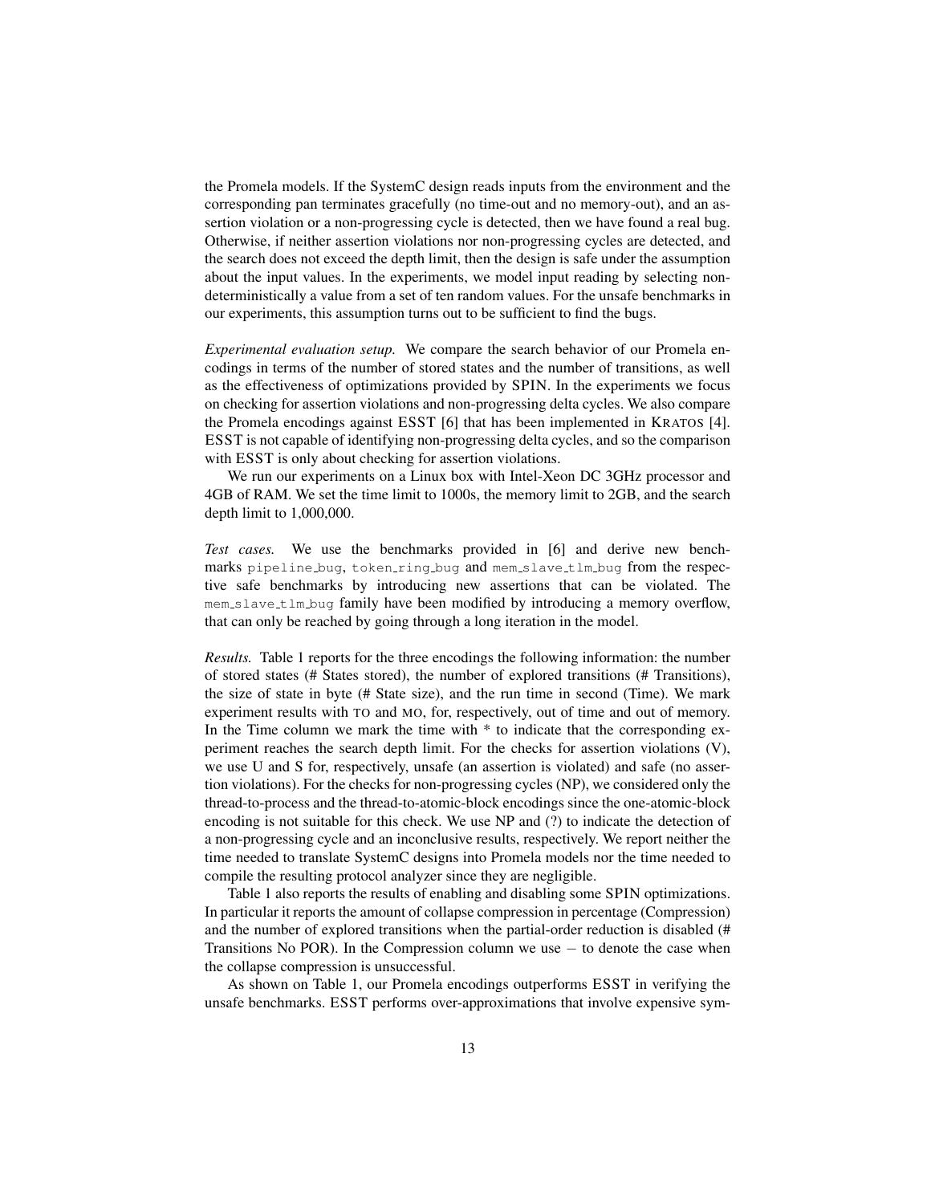the Promela models. If the SystemC design reads inputs from the environment and the corresponding pan terminates gracefully (no time-out and no memory-out), and an assertion violation or a non-progressing cycle is detected, then we have found a real bug. Otherwise, if neither assertion violations nor non-progressing cycles are detected, and the search does not exceed the depth limit, then the design is safe under the assumption about the input values. In the experiments, we model input reading by selecting non-deterministically a value from a set of ten random values. For the unsafe benchmarks in our experiments, this assumption turns out to be sufficient to find the bugs.

*Experimental evaluation setup.* We compare the search behavior of our Promela encodings in terms of the number of stored states and the number of transitions, as well as the effectiveness of optimizations provided by SPIN. In the experiments we focus on checking for assertion violations and non-progressing delta cycles. We also compare the Promela encodings against ESST [6] that has been implemented in KRATOS [4]. ESST is not capable of identifying non-progressing delta cycles, and so the comparison with ESST is only about checking for assertion violations.

We run our experiments on a Linux box with Intel-Xeon DC 3GHz processor and 4GB of RAM. We set the time limit to 1000s, the memory limit to 2GB, and the search depth limit to 1,000,000.

*Test cases.* We use the benchmarks provided in [6] and derive new benchmarks `pipeline_bug`, `token_ring_bug` and `mem_slave_tlm_bug` from the respective safe benchmarks by introducing new assertions that can be violated. The `mem_slave_tlm_bug` family have been modified by introducing a memory overflow, that can only be reached by going through a long iteration in the model.

*Results.* Table 1 reports for the three encodings the following information: the number of stored states (# States stored), the number of explored transitions (# Transitions), the size of state in byte (# State size), and the run time in second (Time). We mark experiment results with TO and MO, for, respectively, out of time and out of memory. In the Time column we mark the time with * to indicate that the corresponding experiment reaches the search depth limit. For the checks for assertion violations (V), we use U and S for, respectively, unsafe (an assertion is violated) and safe (no assertion violations). For the checks for non-progressing cycles (NP), we considered only the thread-to-process and the thread-to-atomic-block encodings since the one-atomic-block encoding is not suitable for this check. We use NP and (?) to indicate the detection of a non-progressing cycle and an inconclusive results, respectively. We report neither the time needed to translate SystemC designs into Promela models nor the time needed to compile the resulting protocol analyzer since they are negligible.

Table 1 also reports the results of enabling and disabling some SPIN optimizations. In particular it reports the amount of collapse compression in percentage (Compression) and the number of explored transitions when the partial-order reduction is disabled (# Transitions No POR). In the Compression column we use $-$ to denote the case when the collapse compression is unsuccessful.

As shown on Table 1, our Promela encodings outperforms ESST in verifying the unsafe benchmarks. ESST performs over-approximations that involve expensive sym-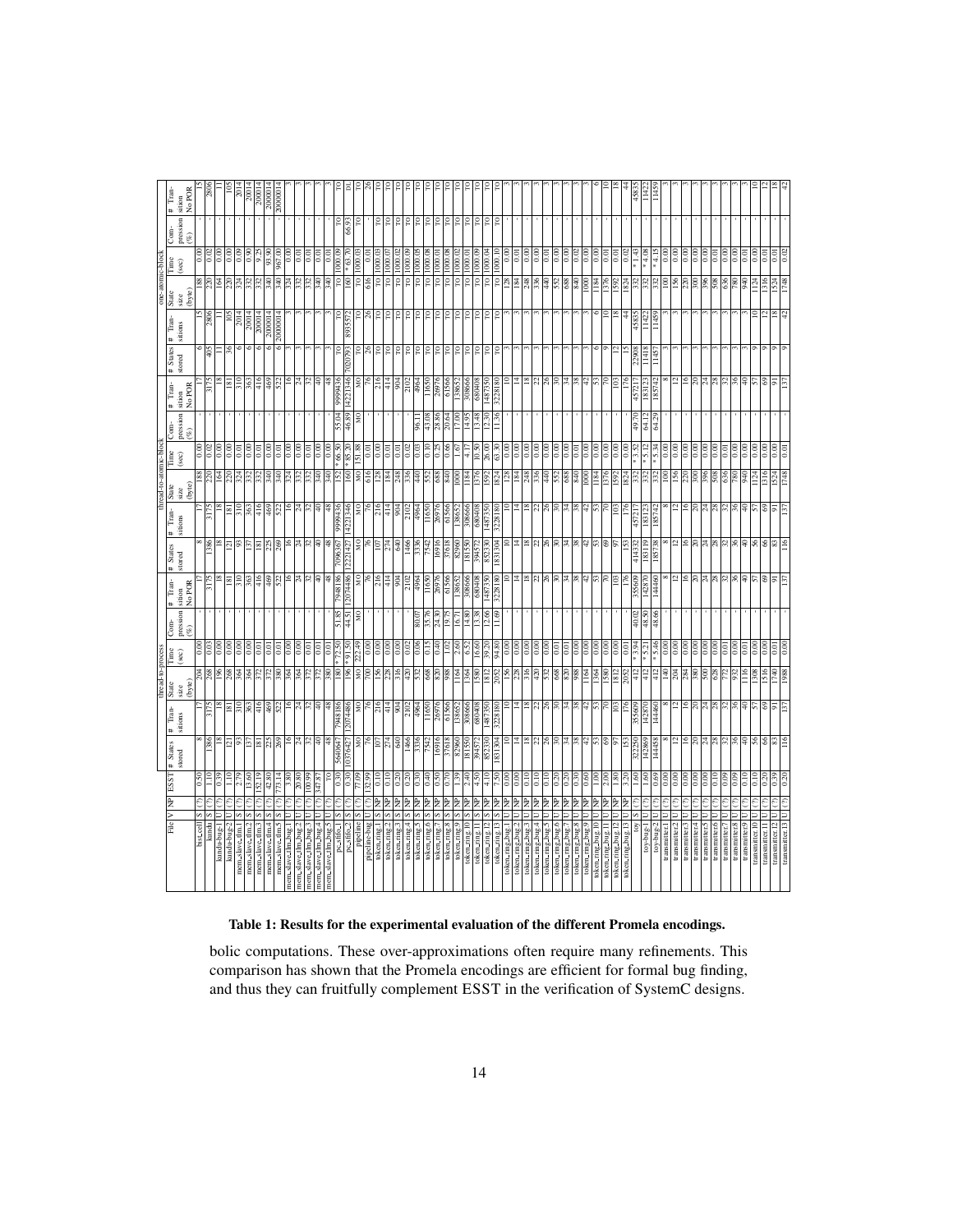| File | V | NP | ESST | thread-to-process | | | | | | thread-to-atomic-block | | | | | | one-atomic-block | | | | | |
|---|---|---|---|---|---|---|---|---|---|---|---|---|---|---|---|---|---|---|---|---|---|
| | | | | # States stored | # Transitions | State size (byte) | Time (sec) | Compression (%) | # Transition No POR | # States stored | # Transitions | State size (byte) | Time (sec) | Compression (%) | # Transition No POR | # States stored | # Transitions | State size (byte) | Time (sec) | Compression (%) | # Transition No POR |
| bist_cell | S | (?) | 0.50 | 8 | 17 | 204 | 0.00 | - | 17 | 8 | 17 | 188 | 0.00 | - | 17 | 6 | 15 | 188 | 0.00 | - | 15 |
| kundu | S | (?) | 1.10 | 1386 | 3175 | 268 | 0.03 | - | 3175 | 1386 | 3175 | 220 | 0.02 | - | 3175 | 405 | 2806 | 220 | 0.02 | - | 2806 |
| kundu-bug-1 | U | (?) | 0.39 | 18 | 18 | 196 | 0.00 | - | 18 | 18 | 18 | 164 | 0.00 | - | 18 | 11 | 11 | 164 | 0.00 | - | 11 |
| kundu-bug-2 | U | (?) | 1.10 | 121 | 181 | 268 | 0.00 | - | 181 | 121 | 181 | 220 | 0.00 | - | 181 | 36 | 105 | 220 | 0.00 | - | 105 |
| mem_slave_tlm.1 | S | (?) | 2.79 | 93 | 310 | 364 | 0.00 | - | 310 | 93 | 310 | 324 | 0.01 | - | 310 | 6 | 2014 | 324 | 0.09 | - | 2014 |
| mem_slave_tlm.2 | S | (?) | 13.60 | 137 | 363 | 364 | 0.00 | - | 363 | 137 | 363 | 332 | 0.00 | - | 363 | 6 | 20014 | 332 | 0.90 | - | 20014 |
| mem_slave_tlm.3 | S | (?) | 152.19 | 181 | 416 | 372 | 0.01 | - | 416 | 181 | 416 | 332 | 0.01 | - | 416 | 6 | 200014 | 332 | 9.25 | - | 200014 |
| mem_slave_tlm.4 | S | (?) | 42.80 | 225 | 469 | 372 | 0.01 | - | 469 | 225 | 469 | 340 | 0.00 | - | 469 | 6 | 2000014 | 340 | 93.90 | - | 2000014 |
| mem_slave_tlm.5 | S | (?) | 773.14 | 269 | 522 | 380 | 0.01 | - | 522 | 269 | 522 | 340 | 0.01 | - | 522 | 6 | 20000014 | 340 | 967.00 | - | 20000014 |
| mem_slave_tlm_bug.1 | U | (?) | 3.80 | 16 | 16 | 364 | 0.00 | - | 16 | 16 | 16 | 324 | 0.00 | - | 16 | 3 | 3 | 324 | 0.00 | - | 3 |
| mem_slave_tlm_bug.2 | U | (?) | 20.80 | 24 | 24 | 364 | 0.00 | - | 24 | 24 | 24 | 332 | 0.00 | - | 24 | 3 | 3 | 332 | 0.00 | - | 3 |
| mem_slave_tlm_bug.3 | U | (?) | 100.99 | 32 | 32 | 372 | 0.01 | - | 32 | 32 | 32 | 332 | 0.01 | - | 32 | 3 | 3 | 332 | 0.01 | - | 3 |
| mem_slave_tlm_bug.4 | U | (?) | 347.87 | 40 | 40 | 372 | 0.01 | - | 40 | 40 | 40 | 340 | 0.01 | - | 40 | 3 | 3 | 340 | 0.01 | - | 3 |
| mem_slave_tlm_bug.5 | U | (?) | TO | 48 | 48 | 380 | 0.01 | - | 48 | 48 | 48 | 340 | 0.00 | - | 48 | 3 | 3 | 340 | 0.01 | - | 3 |
| pc_sfifo_1 | S | (?) | 0.30 | 5640647 | 7948186 | 180 | * 72.50 | 51.85 | 7948186 | 7096367 | 9999436 | 152 | * 66.50 | 55.04 | 9999436 | TO | TO | TO | 1000.09 | TO | TO |
| pc_sfifo_2 | S | (?) | 0.30 | 10376427 | 12074486 | 196 | * 91.50 | 44.51 | 12074486 | 12221427 | 14221346 | 160 | * 85.20 | 46.89 | 14221346 | 7020793 | 8935572 | 160 | * 63.70 | 66.93 | DL |
| pipeline | S | (?) | 77.09 | MO | MO | MO | 222.49 | MO | MO | MO | MO | MO | 151.88 | MO | MO | TO | TO | TO | 1000.03 | TO | TO |
| pipeline-bug | U | (?) | 132.39 | 76 | 76 | 700 | 0.00 | - | 76 | 76 | 76 | 616 | 0.01 | - | 76 | 26 | 26 | 616 | 0.01 | - | 26 |
| token_ring.1 | S | NP | 0.10 | 107 | 216 | 156 | 0.00 | - | 216 | 107 | 216 | 128 | 0.01 | - | 216 | TO | TO | TO | 1000.03 | TO | TO |
| token_ring.2 | S | NP | 0.10 | 274 | 414 | 228 | 0.00 | - | 414 | 274 | 414 | 184 | 0.01 | - | 414 | TO | TO | TO | 1000.07 | TO | TO |
| token_ring.3 | S | NP | 0.20 | 640 | 904 | 316 | 0.00 | - | 904 | 640 | 904 | 248 | 0.01 | - | 904 | TO | TO | TO | 1000.02 | TO | TO |
| token_ring.4 | S | NP | 0.20 | 1466 | 2102 | 420 | 0.02 | - | 2102 | 1466 | 2102 | 336 | 0.02 | - | 2102 | TO | TO | TO | 1000.09 | TO | TO |
| token_ring.5 | S | NP | 0.30 | 3336 | 4964 | 532 | 0.06 | 80.07 | 4964 | 3336 | 4964 | 440 | 0.03 | 96.11 | 4964 | TO | TO | TO | 1000.05 | TO | TO |
| token_ring.6 | S | NP | 0.40 | 7542 | 11650 | 668 | 0.15 | 35.76 | 11650 | 7542 | 11650 | 552 | 0.10 | 43.08 | 11650 | TO | TO | TO | 1000.08 | TO | TO |
| token_ring.7 | S | NP | 0.60 | 16976 | 26976 | 820 | 0.40 | 24.30 | 26976 | 16976 | 26976 | 688 | 0.25 | 28.86 | 26976 | TO | TO | TO | 1000.00 | TO | TO |
| token_ring.8 | S | NP | 0.70 | 37618 | 61566 | 988 | 1.00 | 19.75 | 61566 | 37618 | 61566 | 840 | 0.63 | 20.64 | 61566 | TO | TO | TO | 1000.00 | TO | TO |
| token_ring.9 | S | NP | 1.39 | 82960 | 138652 | 1164 | 2.60 | 16.71 | 138652 | 82960 | 138652 | 1000 | 1.67 | 17.00 | 138652 | TO | TO | TO | 1000.02 | TO | TO |
| token_ring.10 | S | NP | 2.40 | 181550 | 308666 | 1364 | 6.52 | 14.80 | 308666 | 181550 | 308666 | 1184 | 4.17 | 14.95 | 308666 | TO | TO | TO | 1000.01 | TO | TO |
| token_ring.11 | S | NP | 4.50 | 394572 | 680408 | 1580 | 16.60 | 13.38 | 680408 | 394572 | 680408 | 1376 | 10.59 | 13.48 | 680408 | TO | TO | TO | 1000.09 | TO | TO |
| token_ring.12 | S | NP | 4.10 | 852330 | 1487350 | 1812 | 39.20 | 12.66 | 1487350 | 852330 | 1487350 | 1592 | 26.00 | 12.30 | 1487350 | TO | TO | TO | 1000.04 | TO | TO |
| token_ring.13 | S | NP | 7.50 | 1831304 | 3226180 | 2052 | 94.80 | 11.69 | 3226180 | 1831304 | 3226180 | 1824 | 63.30 | 11.36 | 3226180 | TO | TO | TO | 1000.10 | TO | TO |
| token_ring_bug.1 | U | NP | 0.00 | 10 | 10 | 156 | 0.00 | - | 10 | 10 | 10 | 128 | 0.00 | - | 10 | 3 | 3 | 128 | 0.00 | - | 3 |
| token_ring_bug.2 | U | NP | 0.00 | 14 | 14 | 228 | 0.00 | - | 14 | 14 | 14 | 184 | 0.00 | - | 14 | 3 | 3 | 184 | 0.00 | - | 3 |
| token_ring_bug.3 | U | NP | 0.10 | 18 | 18 | 316 | 0.00 | - | 18 | 18 | 18 | 248 | 0.00 | - | 18 | 3 | 3 | 248 | 0.00 | - | 3 |
| token_ring_bug.4 | U | NP | 0.10 | 22 | 22 | 420 | 0.00 | - | 22 | 22 | 22 | 336 | 0.00 | - | 22 | 3 | 3 | 336 | 0.00 | - | 3 |
| token_ring_bug.5 | U | NP | 0.10 | 26 | 26 | 532 | 0.00 | - | 26 | 26 | 26 | 440 | 0.00 | - | 26 | 3 | 3 | 440 | 0.01 | - | 3 |
| token_ring_bug.6 | U | NP | 0.20 | 30 | 30 | 668 | 0.01 | - | 30 | 30 | 30 | 552 | 0.00 | - | 30 | 3 | 3 | 552 | 0.00 | - | 3 |
| token_ring_bug.7 | U | NP | 0.20 | 34 | 34 | 820 | 0.01 | - | 34 | 34 | 34 | 688 | 0.00 | - | 34 | 3 | 3 | 688 | 0.00 | - | 3 |
| token_ring_bug.8 | U | NP | 0.30 | 38 | 38 | 988 | 0.00 | - | 38 | 38 | 38 | 840 | 0.01 | - | 38 | 3 | 3 | 840 | 0.02 | - | 3 |
| token_ring_bug.9 | U | NP | 0.60 | 42 | 42 | 1164 | 0.00 | - | 42 | 42 | 42 | 1000 | 0.00 | - | 42 | 3 | 3 | 1000 | 0.00 | - | 3 |
| token_ring_bug.10 | U | NP | 1.00 | 53 | 53 | 1364 | 0.00 | - | 53 | 53 | 53 | 1184 | 0.00 | - | 53 | 6 | 6 | 1184 | 0.00 | - | 6 |
| token_ring_bug.11 | U | NP | 2.00 | 69 | 70 | 1580 | 0.00 | - | 70 | 69 | 70 | 1376 | 0.00 | - | 70 | 9 | 10 | 1376 | 0.01 | - | 10 |
| token_ring_bug.12 | U | NP | 1.80 | 97 | 103 | 1812 | 0.00 | - | 103 | 97 | 103 | 1592 | 0.00 | - | 103 | 12 | 18 | 1592 | 0.01 | - | 18 |
| token_ring_bug.13 | U | NP | 3.20 | 153 | 176 | 2052 | 0.01 | - | 176 | 153 | 176 | 1824 | 0.00 | - | 176 | 15 | 44 | 1824 | 0.02 | - | 44 |
| toy | S | (?) | 1.60 | 322250 | 355609 | 412 | * 3.94 | 40.02 | 355609 | 414332 | 457217 | 332 | * 3.52 | 49.70 | 457217 | 22908 | 45835 | 332 | * 1.43 | - | 45835 |
| toy-bug-1 | U | (?) | 1.60 | 142869 | 142870 | 412 | * 5.21 | 48.50 | 142870 | 183119 | 183123 | 332 | * 5.12 | 64.12 | 183123 | 11418 | 11422 | 332 | * 4.08 | - | 11422 |
| toy-bug-2 | U | (?) | 0.69 | 144458 | 144460 | 412 | * 5.46 | 48.66 | 144460 | 185738 | 185742 | 332 | * 5.34 | 64.29 | 185742 | 11457 | 11459 | 332 | * 4.15 | - | 11459 |
| transmitter.1 | U | (?) | 0.00 | 8 | 8 | 140 | 0.00 | - | 8 | 8 | 8 | 100 | 0.00 | - | 8 | 3 | 3 | 100 | 0.00 | - | 3 |
| transmitter.2 | U | (?) | 0.00 | 12 | 12 | 204 | 0.00 | - | 12 | 12 | 12 | 156 | 0.00 | - | 12 | 3 | 3 | 156 | 0.00 | - | 3 |
| transmitter.3 | U | (?) | 0.00 | 16 | 16 | 284 | 0.00 | - | 16 | 16 | 16 | 220 | 0.00 | - | 16 | 3 | 3 | 220 | 0.00 | - | 3 |
| transmitter.4 | U | (?) | 0.00 | 20 | 20 | 380 | 0.00 | - | 20 | 20 | 20 | 300 | 0.00 | - | 20 | 3 | 3 | 300 | 0.00 | - | 3 |
| transmitter.5 | U | (?) | 0.00 | 24 | 24 | 500 | 0.00 | - | 24 | 24 | 24 | 396 | 0.00 | - | 24 | 3 | 3 | 396 | 0.00 | - | 3 |
| transmitter.6 | U | (?) | 0.10 | 28 | 28 | 628 | 0.00 | - | 28 | 28 | 28 | 508 | 0.00 | - | 28 | 3 | 3 | 508 | 0.01 | - | 3 |
| transmitter.7 | U | (?) | 0.09 | 32 | 32 | 772 | 0.01 | - | 32 | 32 | 32 | 636 | 0.01 | - | 32 | 3 | 3 | 636 | 0.00 | - | 3 |
| transmitter.8 | U | (?) | 0.09 | 36 | 36 | 932 | 0.00 | - | 36 | 36 | 36 | 780 | 0.00 | - | 36 | 3 | 3 | 780 | 0.00 | - | 3 |
| transmitter.9 | U | (?) | 0.10 | 40 | 40 | 1116 | 0.01 | - | 40 | 40 | 40 | 940 | 0.00 | - | 40 | 3 | 3 | 940 | 0.01 | - | 3 |
| transmitter.10 | U | (?) | 0.10 | 56 | 57 | 1308 | 0.00 | - | 57 | 56 | 57 | 1124 | 0.00 | - | 57 | 9 | 10 | 1124 | 0.00 | - | 10 |
| transmitter.11 | U | (?) | 0.20 | 66 | 69 | 1516 | 0.00 | - | 69 | 66 | 69 | 1316 | 0.00 | - | 69 | 9 | 12 | 1316 | 0.01 | - | 12 |
| transmitter.12 | U | (?) | 0.39 | 83 | 91 | 1740 | 0.01 | - | 91 | 83 | 91 | 1524 | 0.00 | - | 91 | 9 | 18 | 1524 | 0.01 | - | 18 |
| transmitter.13 | U | (?) | 0.20 | 116 | 137 | 1988 | 0.00 | - | 137 | 116 | 137 | 1748 | 0.01 | - | 137 | 9 | 42 | 1748 | 0.02 | - | 42 |

**Table 1: Results for the experimental evaluation of the different Promela encodings.**

bolic computations. These over-approximations often require many refinements. This comparison has shown that the Promela encodings are efficient for formal bug finding, and thus they can fruitfully complement ESST in the verification of SystemC designs.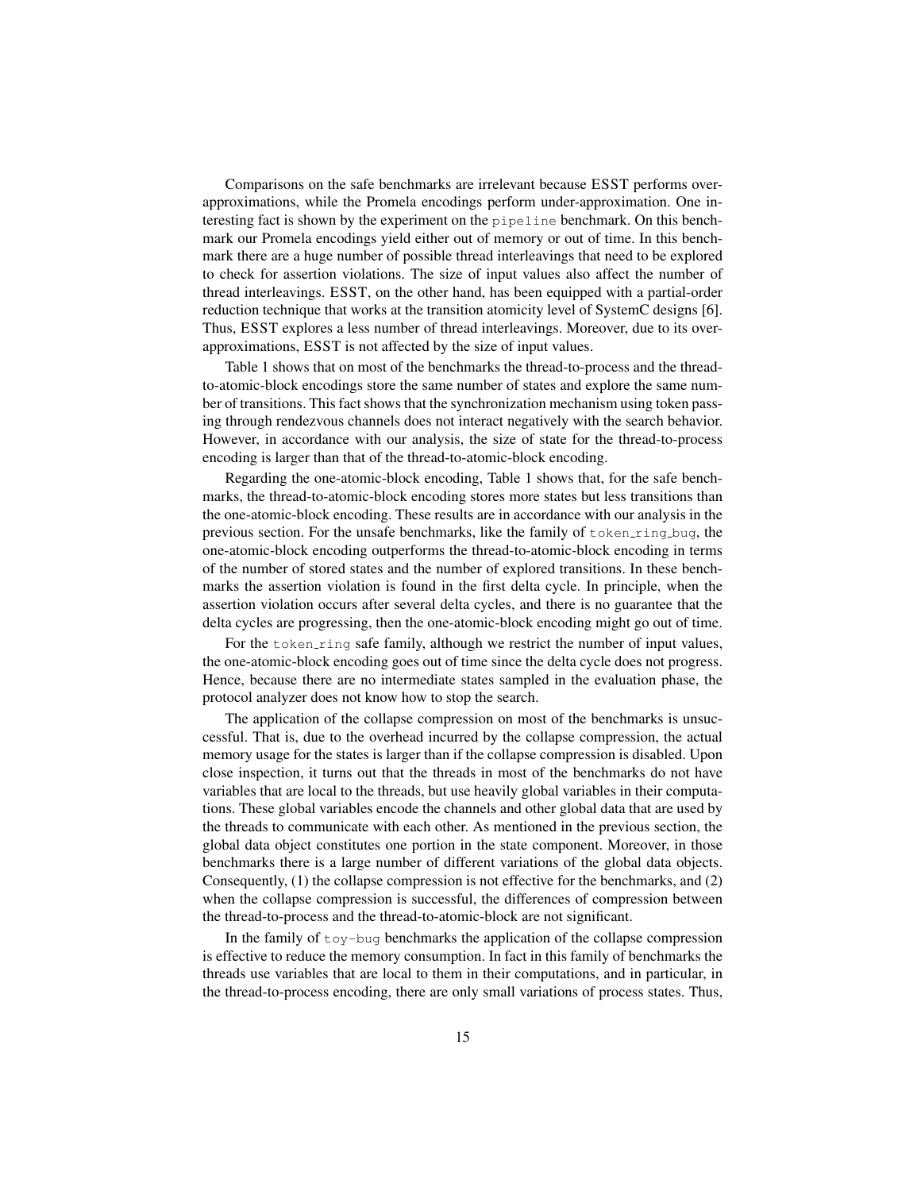Comparisons on the safe benchmarks are irrelevant because ESST performs over-approximations, while the Promela encodings perform under-approximation. One interesting fact is shown by the experiment on the `pipeline` benchmark. On this benchmark our Promela encodings yield either out of memory or out of time. In this benchmark there are a huge number of possible thread interleavings that need to be explored to check for assertion violations. The size of input values also affect the number of thread interleavings. ESST, on the other hand, has been equipped with a partial-order reduction technique that works at the transition atomicity level of SystemC designs [6]. Thus, ESST explores a less number of thread interleavings. Moreover, due to its over-approximations, ESST is not affected by the size of input values.

Table 1 shows that on most of the benchmarks the thread-to-process and the thread-to-atomic-block encodings store the same number of states and explore the same number of transitions. This fact shows that the synchronization mechanism using token passing through rendezvous channels does not interact negatively with the search behavior. However, in accordance with our analysis, the size of state for the thread-to-process encoding is larger than that of the thread-to-atomic-block encoding.

Regarding the one-atomic-block encoding, Table 1 shows that, for the safe benchmarks, the thread-to-atomic-block encoding stores more states but less transitions than the one-atomic-block encoding. These results are in accordance with our analysis in the previous section. For the unsafe benchmarks, like the family of `token_ring_bug`, the one-atomic-block encoding outperforms the thread-to-atomic-block encoding in terms of the number of stored states and the number of explored transitions. In these benchmarks the assertion violation is found in the first delta cycle. In principle, when the assertion violation occurs after several delta cycles, and there is no guarantee that the delta cycles are progressing, then the one-atomic-block encoding might go out of time.

For the `token_ring` safe family, although we restrict the number of input values, the one-atomic-block encoding goes out of time since the delta cycle does not progress. Hence, because there are no intermediate states sampled in the evaluation phase, the protocol analyzer does not know how to stop the search.

The application of the collapse compression on most of the benchmarks is unsuccessful. That is, due to the overhead incurred by the collapse compression, the actual memory usage for the states is larger than if the collapse compression is disabled. Upon close inspection, it turns out that the threads in most of the benchmarks do not have variables that are local to the threads, but use heavily global variables in their computations. These global variables encode the channels and other global data that are used by the threads to communicate with each other. As mentioned in the previous section, the global data object constitutes one portion in the state component. Moreover, in those benchmarks there is a large number of different variations of the global data objects. Consequently, (1) the collapse compression is not effective for the benchmarks, and (2) when the collapse compression is successful, the differences of compression between the thread-to-process and the thread-to-atomic-block are not significant.

In the family of `toy-bug` benchmarks the application of the collapse compression is effective to reduce the memory consumption. In fact in this family of benchmarks the threads use variables that are local to them in their computations, and in particular, in the thread-to-process encoding, there are only small variations of process states. Thus,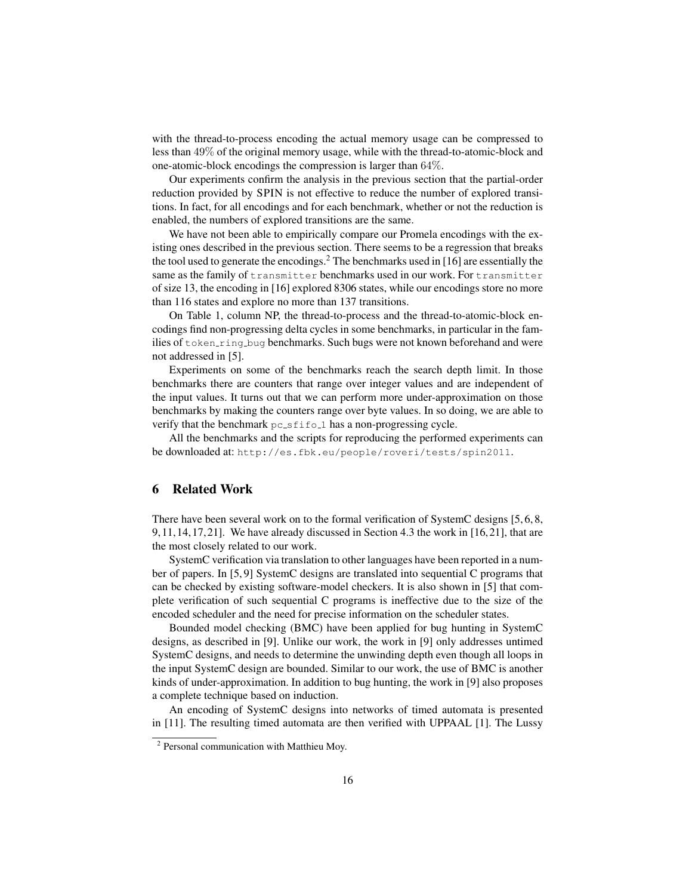with the thread-to-process encoding the actual memory usage can be compressed to less than $49\%$ of the original memory usage, while with the thread-to-atomic-block and one-atomic-block encodings the compression is larger than $64\%$.

Our experiments confirm the analysis in the previous section that the partial-order reduction provided by SPIN is not effective to reduce the number of explored transitions. In fact, for all encodings and for each benchmark, whether or not the reduction is enabled, the numbers of explored transitions are the same.

We have not been able to empirically compare our Promela encodings with the existing ones described in the previous section. There seems to be a regression that breaks the tool used to generate the encodings.[2] The benchmarks used in [16] are essentially the same as the family of `transmitter` benchmarks used in our work. For `transmitter` of size 13, the encoding in [16] explored 8306 states, while our encodings store no more than 116 states and explore no more than 137 transitions.

On Table 1, column NP, the thread-to-process and the thread-to-atomic-block encodings find non-progressing delta cycles in some benchmarks, in particular in the families of `token_ring_bug` benchmarks. Such bugs were not known beforehand and were not addressed in [5].

Experiments on some of the benchmarks reach the search depth limit. In those benchmarks there are counters that range over integer values and are independent of the input values. It turns out that we can perform more under-approximation on those benchmarks by making the counters range over byte values. In so doing, we are able to verify that the benchmark `pc_sfifo_1` has a non-progressing cycle.

All the benchmarks and the scripts for reproducing the performed experiments can be downloaded at: `http://es.fbk.eu/people/roveri/tests/spin2011`.

## 6 Related Work

There have been several work on to the formal verification of SystemC designs [5, 6, 8, 9, 11, 14, 17, 21]. We have already discussed in Section 4.3 the work in [16, 21], that are the most closely related to our work.

SystemC verification via translation to other languages have been reported in a number of papers. In [5, 9] SystemC designs are translated into sequential C programs that can be checked by existing software-model checkers. It is also shown in [5] that complete verification of such sequential C programs is ineffective due to the size of the encoded scheduler and the need for precise information on the scheduler states.

Bounded model checking (BMC) have been applied for bug hunting in SystemC designs, as described in [9]. Unlike our work, the work in [9] only addresses untimed SystemC designs, and needs to determine the unwinding depth even though all loops in the input SystemC design are bounded. Similar to our work, the use of BMC is another kinds of under-approximation. In addition to bug hunting, the work in [9] also proposes a complete technique based on induction.

An encoding of SystemC designs into networks of timed automata is presented in [11]. The resulting timed automata are then verified with UPPAAL [1]. The Lussy

[2] Personal communication with Matthieu Moy.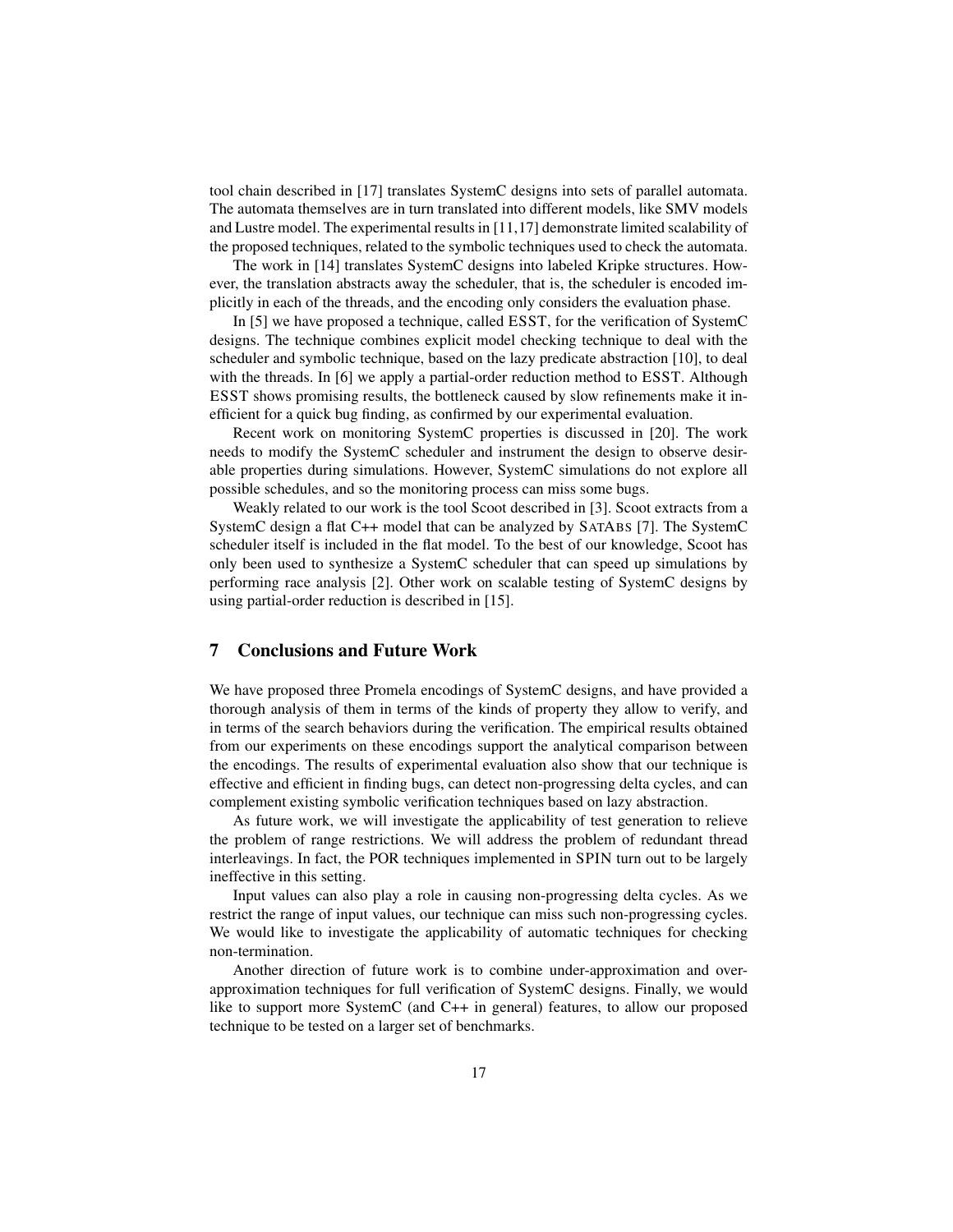tool chain described in [17] translates SystemC designs into sets of parallel automata. The automata themselves are in turn translated into different models, like SMV models and Lustre model. The experimental results in [11,17] demonstrate limited scalability of the proposed techniques, related to the symbolic techniques used to check the automata.

The work in [14] translates SystemC designs into labeled Kripke structures. However, the translation abstracts away the scheduler, that is, the scheduler is encoded implicitly in each of the threads, and the encoding only considers the evaluation phase.

In [5] we have proposed a technique, called ESST, for the verification of SystemC designs. The technique combines explicit model checking technique to deal with the scheduler and symbolic technique, based on the lazy predicate abstraction [10], to deal with the threads. In [6] we apply a partial-order reduction method to ESST. Although ESST shows promising results, the bottleneck caused by slow refinements make it inefficient for a quick bug finding, as confirmed by our experimental evaluation.

Recent work on monitoring SystemC properties is discussed in [20]. The work needs to modify the SystemC scheduler and instrument the design to observe desirable properties during simulations. However, SystemC simulations do not explore all possible schedules, and so the monitoring process can miss some bugs.

Weakly related to our work is the tool Scoot described in [3]. Scoot extracts from a SystemC design a flat C++ model that can be analyzed by SatAbs [7]. The SystemC scheduler itself is included in the flat model. To the best of our knowledge, Scoot has only been used to synthesize a SystemC scheduler that can speed up simulations by performing race analysis [2]. Other work on scalable testing of SystemC designs by using partial-order reduction is described in [15].

## 7 Conclusions and Future Work

We have proposed three Promela encodings of SystemC designs, and have provided a thorough analysis of them in terms of the kinds of property they allow to verify, and in terms of the search behaviors during the verification. The empirical results obtained from our experiments on these encodings support the analytical comparison between the encodings. The results of experimental evaluation also show that our technique is effective and efficient in finding bugs, can detect non-progressing delta cycles, and can complement existing symbolic verification techniques based on lazy abstraction.

As future work, we will investigate the applicability of test generation to relieve the problem of range restrictions. We will address the problem of redundant thread interleavings. In fact, the POR techniques implemented in SPIN turn out to be largely ineffective in this setting.

Input values can also play a role in causing non-progressing delta cycles. As we restrict the range of input values, our technique can miss such non-progressing cycles. We would like to investigate the applicability of automatic techniques for checking non-termination.

Another direction of future work is to combine under-approximation and over-approximation techniques for full verification of SystemC designs. Finally, we would like to support more SystemC (and C++ in general) features, to allow our proposed technique to be tested on a larger set of benchmarks.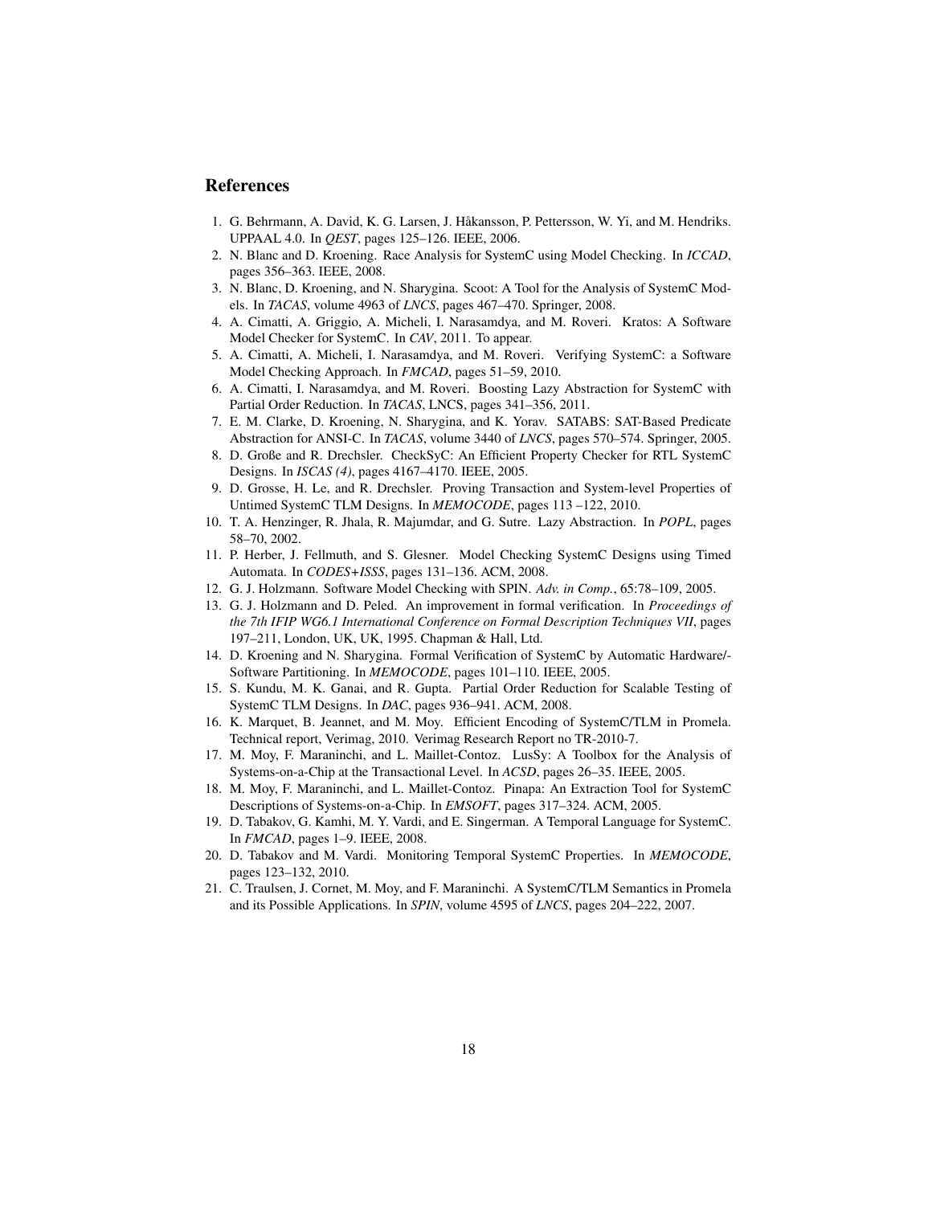## References

1. G. Behrmann, A. David, K. G. Larsen, J. Håkansson, P. Pettersson, W. Yi, and M. Hendriks. UPPAAL 4.0. In *QEST*, pages 125–126. IEEE, 2006.
2. N. Blanc and D. Kroening. Race Analysis for SystemC using Model Checking. In *ICCAD*, pages 356–363. IEEE, 2008.
3. N. Blanc, D. Kroening, and N. Sharygina. Scoot: A Tool for the Analysis of SystemC Models. In *TACAS*, volume 4963 of *LNCS*, pages 467–470. Springer, 2008.
4. A. Cimatti, A. Griggio, A. Micheli, I. Narasamdya, and M. Roveri. Kratos: A Software Model Checker for SystemC. In *CAV*, 2011. To appear.
5. A. Cimatti, A. Micheli, I. Narasamdya, and M. Roveri. Verifying SystemC: a Software Model Checking Approach. In *FMCAD*, pages 51–59, 2010.
6. A. Cimatti, I. Narasamdya, and M. Roveri. Boosting Lazy Abstraction for SystemC with Partial Order Reduction. In *TACAS*, LNCS, pages 341–356, 2011.
7. E. M. Clarke, D. Kroening, N. Sharygina, and K. Yorav. SATABS: SAT-Based Predicate Abstraction for ANSI-C. In *TACAS*, volume 3440 of *LNCS*, pages 570–574. Springer, 2005.
8. D. Große and R. Drechsler. CheckSyC: An Efficient Property Checker for RTL SystemC Designs. In *ISCAS (4)*, pages 4167–4170. IEEE, 2005.
9. D. Grosse, H. Le, and R. Drechsler. Proving Transaction and System-level Properties of Untimed SystemC TLM Designs. In *MEMOCODE*, pages 113 –122, 2010.
10. T. A. Henzinger, R. Jhala, R. Majumdar, and G. Sutre. Lazy Abstraction. In *POPL*, pages 58–70, 2002.
11. P. Herber, J. Fellmuth, and S. Glesner. Model Checking SystemC Designs using Timed Automata. In *CODES+ISSS*, pages 131–136. ACM, 2008.
12. G. J. Holzmann. Software Model Checking with SPIN. *Adv. in Comp.*, 65:78–109, 2005.
13. G. J. Holzmann and D. Peled. An improvement in formal verification. In *Proceedings of the 7th IFIP WG6.1 International Conference on Formal Description Techniques VII*, pages 197–211, London, UK, UK, 1995. Chapman & Hall, Ltd.
14. D. Kroening and N. Sharygina. Formal Verification of SystemC by Automatic Hardware/-Software Partitioning. In *MEMOCODE*, pages 101–110. IEEE, 2005.
15. S. Kundu, M. K. Ganai, and R. Gupta. Partial Order Reduction for Scalable Testing of SystemC TLM Designs. In *DAC*, pages 936–941. ACM, 2008.
16. K. Marquet, B. Jeannet, and M. Moy. Efficient Encoding of SystemC/TLM in Promela. Technical report, Verimag, 2010. Verimag Research Report no TR-2010-7.
17. M. Moy, F. Maraninchi, and L. Maillet-Contoz. LusSy: A Toolbox for the Analysis of Systems-on-a-Chip at the Transactional Level. In *ACSD*, pages 26–35. IEEE, 2005.
18. M. Moy, F. Maraninchi, and L. Maillet-Contoz. Pinapa: An Extraction Tool for SystemC Descriptions of Systems-on-a-Chip. In *EMSOFT*, pages 317–324. ACM, 2005.
19. D. Tabakov, G. Kamhi, M. Y. Vardi, and E. Singerman. A Temporal Language for SystemC. In *FMCAD*, pages 1–9. IEEE, 2008.
20. D. Tabakov and M. Vardi. Monitoring Temporal SystemC Properties. In *MEMOCODE*, pages 123–132, 2010.
21. C. Traulsen, J. Cornet, M. Moy, and F. Maraninchi. A SystemC/TLM Semantics in Promela and its Possible Applications. In *SPIN*, volume 4595 of *LNCS*, pages 204–222, 2007.